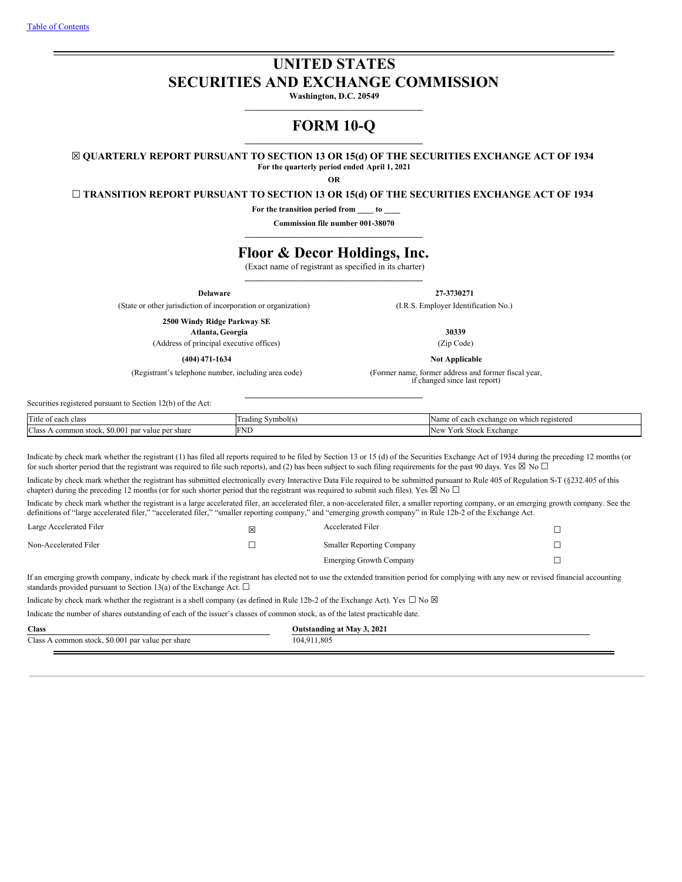Table of Contents

# UNITED STATES
# SECURITIES AND EXCHANGE COMMISSION

**Washington, D.C. 20549**

# FORM 10-Q

☒ **QUARTERLY REPORT PURSUANT TO SECTION 13 OR 15(d) OF THE SECURITIES EXCHANGE ACT OF 1934**

**For the quarterly period ended April 1, 2021**

**OR**

☐ **TRANSITION REPORT PURSUANT TO SECTION 13 OR 15(d) OF THE SECURITIES EXCHANGE ACT OF 1934**

**For the transition period from \_\_\_\_ to \_\_\_\_**

**Commission file number 001-38070**

# Floor & Decor Holdings, Inc.

(Exact name of registrant as specified in its charter)

| | |
|---|---|
| **Delaware** | **27-3730271** |
| (State or other jurisdiction of incorporation or organization) | (I.R.S. Employer Identification No.) |
| **2500 Windy Ridge Parkway SE** | |
| **Atlanta, Georgia** | **30339** |
| (Address of principal executive offices) | (Zip Code) |
| **(404) 471-1634** | **Not Applicable** |
| (Registrant's telephone number, including area code) | (Former name, former address and former fiscal year, if changed since last report) |

Securities registered pursuant to Section 12(b) of the Act:

| Title of each class | Trading Symbol(s) | Name of each exchange on which registered |
|---|---|---|
| Class A common stock, $0.001 par value per share | FND | New York Stock Exchange |

Indicate by check mark whether the registrant (1) has filed all reports required to be filed by Section 13 or 15 (d) of the Securities Exchange Act of 1934 during the preceding 12 months (or for such shorter period that the registrant was required to file such reports), and (2) has been subject to such filing requirements for the past 90 days. Yes ☒ No ☐

Indicate by check mark whether the registrant has submitted electronically every Interactive Data File required to be submitted pursuant to Rule 405 of Regulation S-T (§232.405 of this chapter) during the preceding 12 months (or for such shorter period that the registrant was required to submit such files). Yes ☒ No ☐

Indicate by check mark whether the registrant is a large accelerated filer, an accelerated filer, a non-accelerated filer, a smaller reporting company, or an emerging growth company. See the definitions of "large accelerated filer," "accelerated filer," "smaller reporting company," and "emerging growth company" in Rule 12b-2 of the Exchange Act.

| | | | |
|---|---|---|---|
| Large Accelerated Filer | ☒ | Accelerated Filer | ☐ |
| Non-Accelerated Filer | ☐ | Smaller Reporting Company | ☐ |
| | | Emerging Growth Company | ☐ |

If an emerging growth company, indicate by check mark if the registrant has elected not to use the extended transition period for complying with any new or revised financial accounting standards provided pursuant to Section 13(a) of the Exchange Act. ☐

Indicate by check mark whether the registrant is a shell company (as defined in Rule 12b-2 of the Exchange Act). Yes ☐ No ☒

Indicate the number of shares outstanding of each of the issuer's classes of common stock, as of the latest practicable date.

| Class | Outstanding at May 3, 2021 |
|---|---|
| Class A common stock, $0.001 par value per share | 104,911,805 |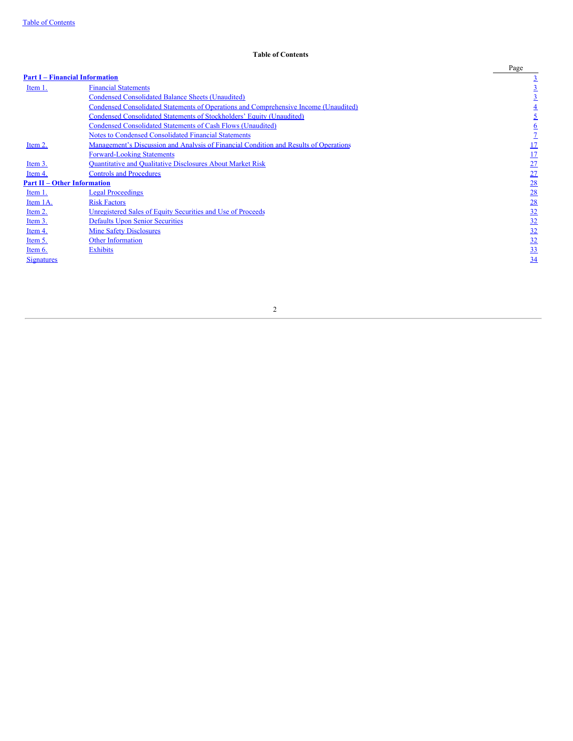**Table of Contents**

| | | Page |
|---|---|---|
| **Part I – Financial Information** | | 3 |
| Item 1. | Financial Statements | 3 |
| | Condensed Consolidated Balance Sheets (Unaudited) | 3 |
| | Condensed Consolidated Statements of Operations and Comprehensive Income (Unaudited) | 4 |
| | Condensed Consolidated Statements of Stockholders' Equity (Unaudited) | 5 |
| | Condensed Consolidated Statements of Cash Flows (Unaudited) | 6 |
| | Notes to Condensed Consolidated Financial Statements | 7 |
| Item 2. | Management's Discussion and Analysis of Financial Condition and Results of Operations | 17 |
| | Forward-Looking Statements | 17 |
| Item 3. | Quantitative and Qualitative Disclosures About Market Risk | 27 |
| Item 4. | Controls and Procedures | 27 |
| **Part II – Other Information** | | 28 |
| Item 1. | Legal Proceedings | 28 |
| Item 1A. | Risk Factors | 28 |
| Item 2. | Unregistered Sales of Equity Securities and Use of Proceeds | 32 |
| Item 3. | Defaults Upon Senior Securities | 32 |
| Item 4. | Mine Safety Disclosures | 32 |
| Item 5. | Other Information | 32 |
| Item 6. | Exhibits | 33 |
| Signatures | | 34 |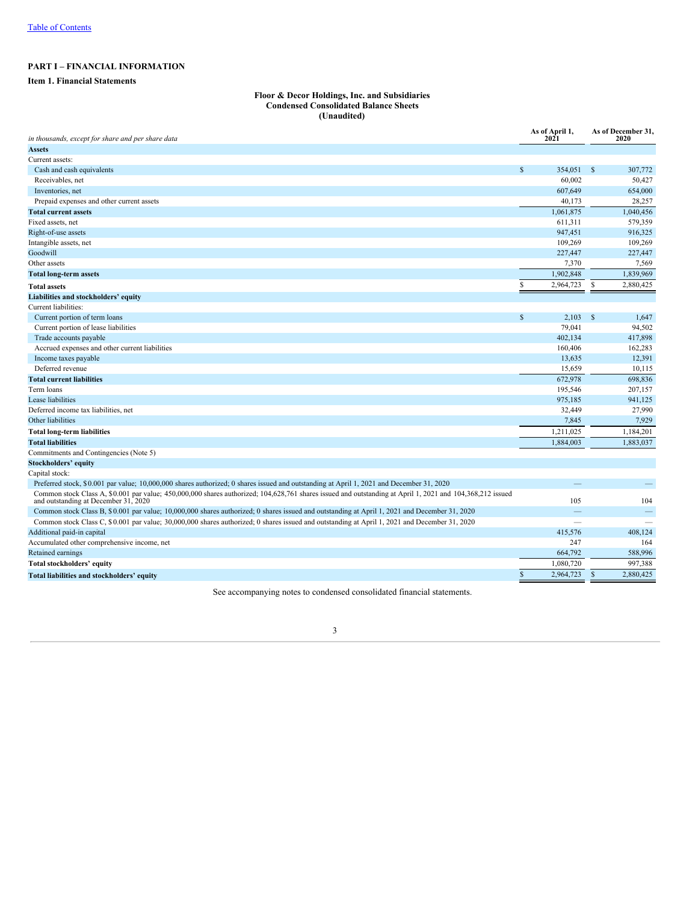[Table of Contents]

**PART I – FINANCIAL INFORMATION**

**Item 1. Financial Statements**

**Floor & Decor Holdings, Inc. and Subsidiaries**
**Condensed Consolidated Balance Sheets**
**(Unaudited)**

| *in thousands, except for share and per share data* | As of April 1, 2021 | As of December 31, 2020 |
|---|---|---|
| **Assets** | | |
| Current assets: | | |
| Cash and cash equivalents | $ 354,051 | $ 307,772 |
| Receivables, net | 60,002 | 50,427 |
| Inventories, net | 607,649 | 654,000 |
| Prepaid expenses and other current assets | 40,173 | 28,257 |
| **Total current assets** | 1,061,875 | 1,040,456 |
| Fixed assets, net | 611,311 | 579,359 |
| Right-of-use assets | 947,451 | 916,325 |
| Intangible assets, net | 109,269 | 109,269 |
| Goodwill | 227,447 | 227,447 |
| Other assets | 7,370 | 7,569 |
| **Total long-term assets** | 1,902,848 | 1,839,969 |
| **Total assets** | $ 2,964,723 | $ 2,880,425 |
| **Liabilities and stockholders' equity** | | |
| Current liabilities: | | |
| Current portion of term loans | $ 2,103 | $ 1,647 |
| Current portion of lease liabilities | 79,041 | 94,502 |
| Trade accounts payable | 402,134 | 417,898 |
| Accrued expenses and other current liabilities | 160,406 | 162,283 |
| Income taxes payable | 13,635 | 12,391 |
| Deferred revenue | 15,659 | 10,115 |
| **Total current liabilities** | 672,978 | 698,836 |
| Term loans | 195,546 | 207,157 |
| Lease liabilities | 975,185 | 941,125 |
| Deferred income tax liabilities, net | 32,449 | 27,990 |
| Other liabilities | 7,845 | 7,929 |
| **Total long-term liabilities** | 1,211,025 | 1,184,201 |
| **Total liabilities** | 1,884,003 | 1,883,037 |
| Commitments and Contingencies (Note 5) | | |
| **Stockholders' equity** | | |
| Capital stock: | | |
| Preferred stock, $0.001 par value; 10,000,000 shares authorized; 0 shares issued and outstanding at April 1, 2021 and December 31, 2020 | — | — |
| Common stock Class A, $0.001 par value; 450,000,000 shares authorized; 104,628,761 shares issued and outstanding at April 1, 2021 and 104,368,212 issued and outstanding at December 31, 2020 | 105 | 104 |
| Common stock Class B, $0.001 par value; 10,000,000 shares authorized; 0 shares issued and outstanding at April 1, 2021 and December 31, 2020 | — | — |
| Common stock Class C, $0.001 par value; 30,000,000 shares authorized; 0 shares issued and outstanding at April 1, 2021 and December 31, 2020 | — | — |
| Additional paid-in capital | 415,576 | 408,124 |
| Accumulated other comprehensive income, net | 247 | 164 |
| Retained earnings | 664,792 | 588,996 |
| **Total stockholders' equity** | 1,080,720 | 997,388 |
| **Total liabilities and stockholders' equity** | $ 2,964,723 | $ 2,880,425 |

See accompanying notes to condensed consolidated financial statements.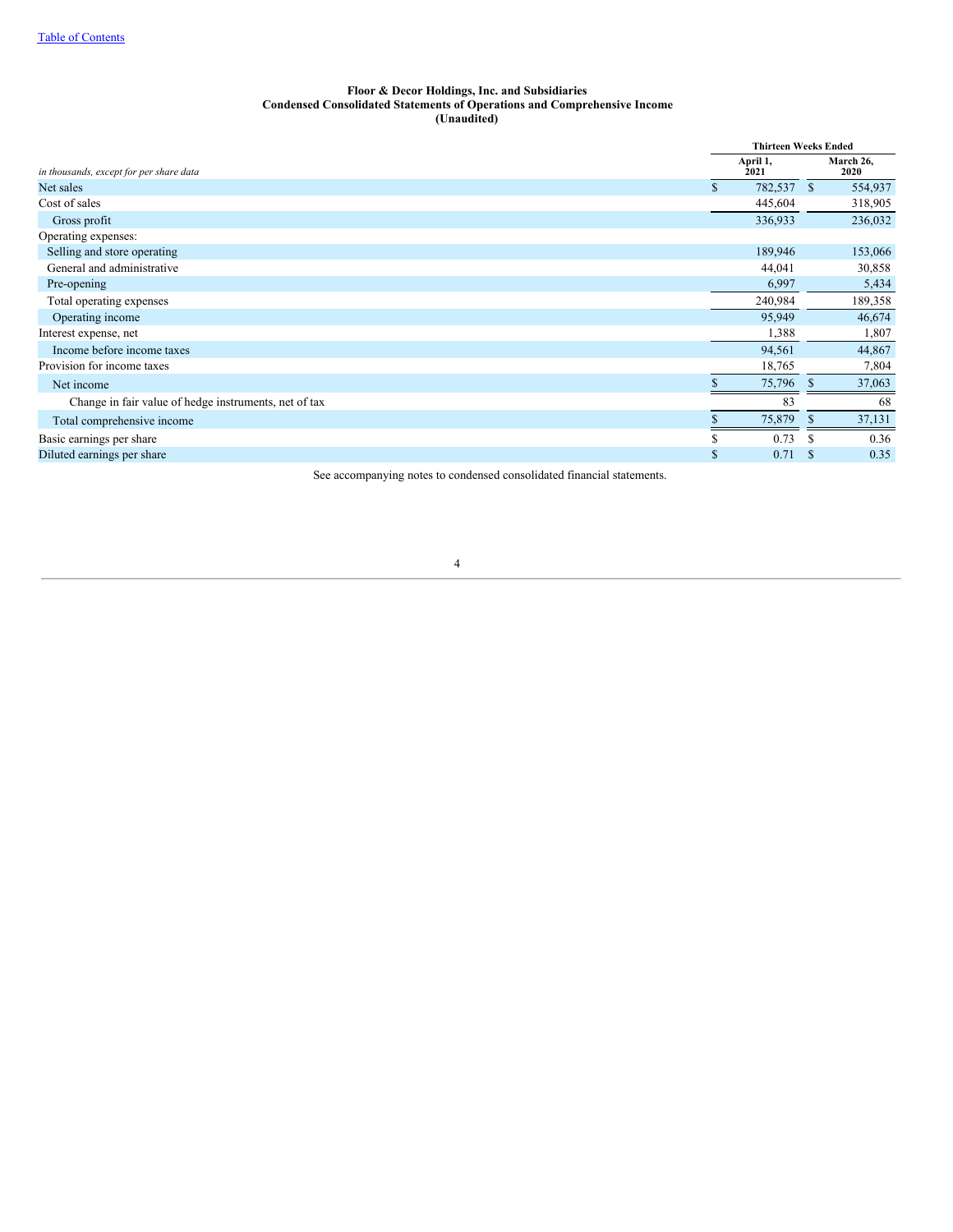**Floor & Decor Holdings, Inc. and Subsidiaries**
**Condensed Consolidated Statements of Operations and Comprehensive Income**
**(Unaudited)**

| *in thousands, except for per share data* | Thirteen Weeks Ended April 1, 2021 | Thirteen Weeks Ended March 26, 2020 |
|---|---|---|
| Net sales | $ 782,537 | $ 554,937 |
| Cost of sales | 445,604 | 318,905 |
| Gross profit | 336,933 | 236,032 |
| Operating expenses: | | |
| Selling and store operating | 189,946 | 153,066 |
| General and administrative | 44,041 | 30,858 |
| Pre-opening | 6,997 | 5,434 |
| Total operating expenses | 240,984 | 189,358 |
| Operating income | 95,949 | 46,674 |
| Interest expense, net | 1,388 | 1,807 |
| Income before income taxes | 94,561 | 44,867 |
| Provision for income taxes | 18,765 | 7,804 |
| Net income | $ 75,796 | $ 37,063 |
| Change in fair value of hedge instruments, net of tax | 83 | 68 |
| Total comprehensive income | $ 75,879 | $ 37,131 |
| Basic earnings per share | $ 0.73 | $ 0.36 |
| Diluted earnings per share | $ 0.71 | $ 0.35 |

See accompanying notes to condensed consolidated financial statements.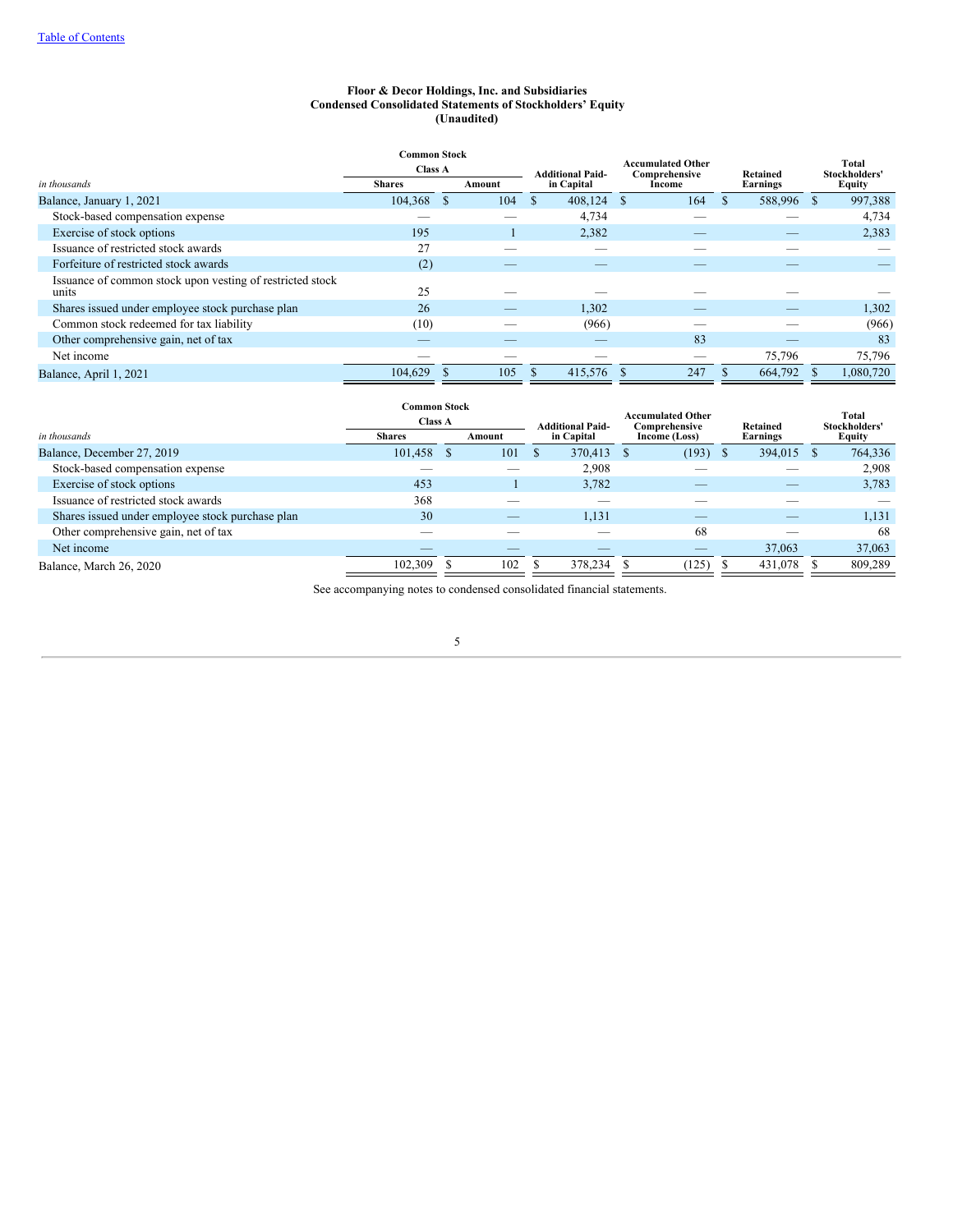Table of Contents

**Floor & Decor Holdings, Inc. and Subsidiaries**
**Condensed Consolidated Statements of Stockholders' Equity**
**(Unaudited)**

| *in thousands* | Common Stock Class A Shares | Common Stock Class A Amount | Additional Paid-in Capital | Accumulated Other Comprehensive Income | Retained Earnings | Total Stockholders' Equity |
|---|---|---|---|---|---|---|
| Balance, January 1, 2021 | 104,368 | $ 104 | $ 408,124 | $ 164 | $ 588,996 | $ 997,388 |
| Stock-based compensation expense | — | — | 4,734 | — | — | 4,734 |
| Exercise of stock options | 195 | 1 | 2,382 | — | — | 2,383 |
| Issuance of restricted stock awards | 27 | — | — | — | — | — |
| Forfeiture of restricted stock awards | (2) | — | — | — | — | — |
| Issuance of common stock upon vesting of restricted stock units | 25 | — | — | — | — | — |
| Shares issued under employee stock purchase plan | 26 | — | 1,302 | — | — | 1,302 |
| Common stock redeemed for tax liability | (10) | — | (966) | — | — | (966) |
| Other comprehensive gain, net of tax | — | — | — | 83 | — | 83 |
| Net income | — | — | — | — | 75,796 | 75,796 |
| Balance, April 1, 2021 | 104,629 | $ 105 | $ 415,576 | $ 247 | $ 664,792 | $ 1,080,720 |

| *in thousands* | Common Stock Class A Shares | Common Stock Class A Amount | Additional Paid-in Capital | Accumulated Other Comprehensive Income (Loss) | Retained Earnings | Total Stockholders' Equity |
|---|---|---|---|---|---|---|
| Balance, December 27, 2019 | 101,458 | $ 101 | $ 370,413 | $ (193) | $ 394,015 | $ 764,336 |
| Stock-based compensation expense | — | — | 2,908 | — | — | 2,908 |
| Exercise of stock options | 453 | 1 | 3,782 | — | — | 3,783 |
| Issuance of restricted stock awards | 368 | — | — | — | — | — |
| Shares issued under employee stock purchase plan | 30 | — | 1,131 | — | — | 1,131 |
| Other comprehensive gain, net of tax | — | — | — | 68 | — | 68 |
| Net income | — | — | — | — | 37,063 | 37,063 |
| Balance, March 26, 2020 | 102,309 | $ 102 | $ 378,234 | $ (125) | $ 431,078 | $ 809,289 |

See accompanying notes to condensed consolidated financial statements.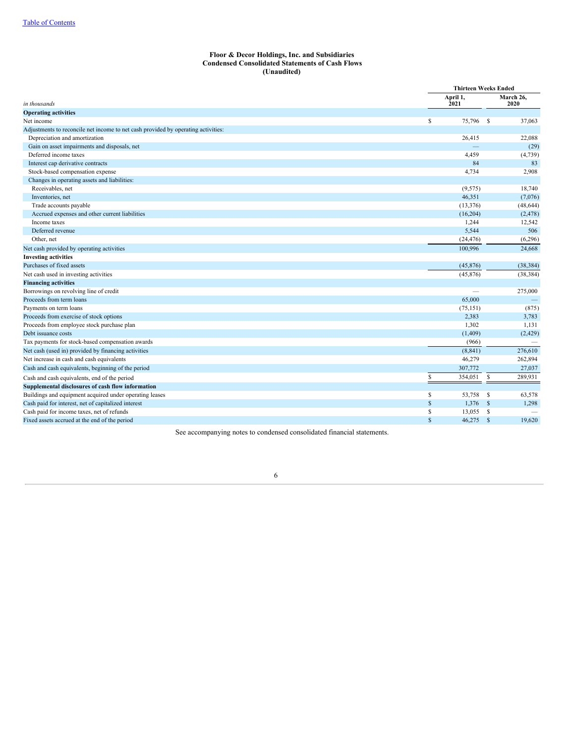Table of Contents

**Floor & Decor Holdings, Inc. and Subsidiaries**
**Condensed Consolidated Statements of Cash Flows**
**(Unaudited)**

| *in thousands* | Thirteen Weeks Ended April 1, 2021 | Thirteen Weeks Ended March 26, 2020 |
|---|---|---|
| **Operating activities** | | |
| Net income | $ 75,796 | $ 37,063 |
| Adjustments to reconcile net income to net cash provided by operating activities: | | |
| Depreciation and amortization | 26,415 | 22,088 |
| Gain on asset impairments and disposals, net | — | (29) |
| Deferred income taxes | 4,459 | (4,739) |
| Interest cap derivative contracts | 84 | 83 |
| Stock-based compensation expense | 4,734 | 2,908 |
| Changes in operating assets and liabilities: | | |
| Receivables, net | (9,575) | 18,740 |
| Inventories, net | 46,351 | (7,076) |
| Trade accounts payable | (13,376) | (48,644) |
| Accrued expenses and other current liabilities | (16,204) | (2,478) |
| Income taxes | 1,244 | 12,542 |
| Deferred revenue | 5,544 | 506 |
| Other, net | (24,476) | (6,296) |
| Net cash provided by operating activities | 100,996 | 24,668 |
| **Investing activities** | | |
| Purchases of fixed assets | (45,876) | (38,384) |
| Net cash used in investing activities | (45,876) | (38,384) |
| **Financing activities** | | |
| Borrowings on revolving line of credit | — | 275,000 |
| Proceeds from term loans | 65,000 | — |
| Payments on term loans | (75,151) | (875) |
| Proceeds from exercise of stock options | 2,383 | 3,783 |
| Proceeds from employee stock purchase plan | 1,302 | 1,131 |
| Debt issuance costs | (1,409) | (2,429) |
| Tax payments for stock-based compensation awards | (966) | — |
| Net cash (used in) provided by financing activities | (8,841) | 276,610 |
| Net increase in cash and cash equivalents | 46,279 | 262,894 |
| Cash and cash equivalents, beginning of the period | 307,772 | 27,037 |
| Cash and cash equivalents, end of the period | $ 354,051 | $ 289,931 |
| **Supplemental disclosures of cash flow information** | | |
| Buildings and equipment acquired under operating leases | $ 53,758 | $ 63,578 |
| Cash paid for interest, net of capitalized interest | $ 1,376 | $ 1,298 |
| Cash paid for income taxes, net of refunds | $ 13,055 | $ — |
| Fixed assets accrued at the end of the period | $ 46,275 | $ 19,620 |

See accompanying notes to condensed consolidated financial statements.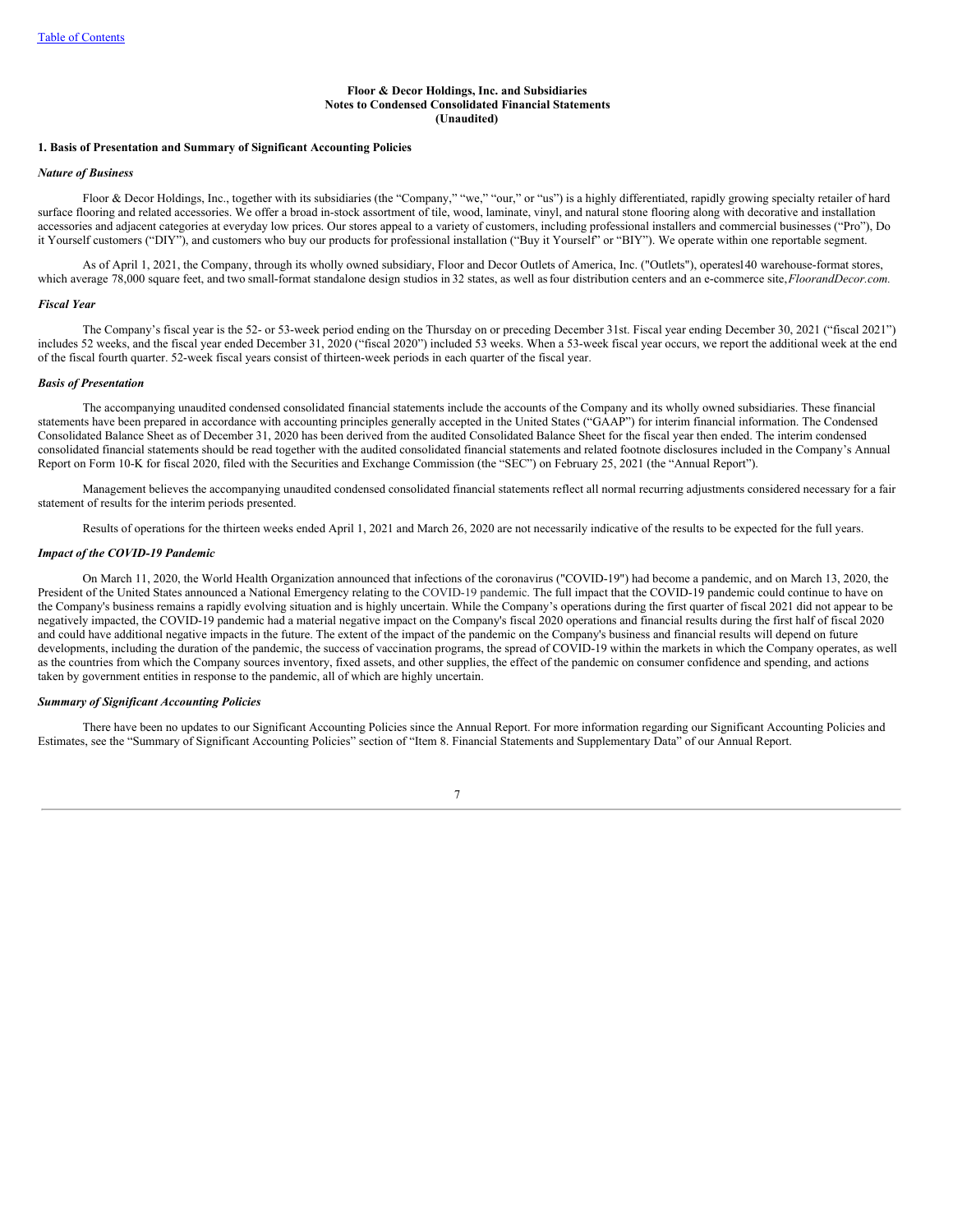**Floor & Decor Holdings, Inc. and Subsidiaries**
**Notes to Condensed Consolidated Financial Statements**
**(Unaudited)**

**1. Basis of Presentation and Summary of Significant Accounting Policies**

***Nature of Business***

Floor & Decor Holdings, Inc., together with its subsidiaries (the "Company," "we," "our," or "us") is a highly differentiated, rapidly growing specialty retailer of hard surface flooring and related accessories. We offer a broad in-stock assortment of tile, wood, laminate, vinyl, and natural stone flooring along with decorative and installation accessories and adjacent categories at everyday low prices. Our stores appeal to a variety of customers, including professional installers and commercial businesses ("Pro"), Do it Yourself customers ("DIY"), and customers who buy our products for professional installation ("Buy it Yourself" or "BIY"). We operate within one reportable segment.

As of April 1, 2021, the Company, through its wholly owned subsidiary, Floor and Decor Outlets of America, Inc. ("Outlets"), operates140 warehouse-format stores, which average 78,000 square feet, and two small-format standalone design studios in 32 states, as well as four distribution centers and an e-commerce site, *FloorandDecor.com.*

***Fiscal Year***

The Company's fiscal year is the 52- or 53-week period ending on the Thursday on or preceding December 31st. Fiscal year ending December 30, 2021 ("fiscal 2021") includes 52 weeks, and the fiscal year ended December 31, 2020 ("fiscal 2020") included 53 weeks. When a 53-week fiscal year occurs, we report the additional week at the end of the fiscal fourth quarter. 52-week fiscal years consist of thirteen-week periods in each quarter of the fiscal year.

***Basis of Presentation***

The accompanying unaudited condensed consolidated financial statements include the accounts of the Company and its wholly owned subsidiaries. These financial statements have been prepared in accordance with accounting principles generally accepted in the United States ("GAAP") for interim financial information. The Condensed Consolidated Balance Sheet as of December 31, 2020 has been derived from the audited Consolidated Balance Sheet for the fiscal year then ended. The interim condensed consolidated financial statements should be read together with the audited consolidated financial statements and related footnote disclosures included in the Company's Annual Report on Form 10-K for fiscal 2020, filed with the Securities and Exchange Commission (the "SEC") on February 25, 2021 (the "Annual Report").

Management believes the accompanying unaudited condensed consolidated financial statements reflect all normal recurring adjustments considered necessary for a fair statement of results for the interim periods presented.

Results of operations for the thirteen weeks ended April 1, 2021 and March 26, 2020 are not necessarily indicative of the results to be expected for the full years.

***Impact of the COVID-19 Pandemic***

On March 11, 2020, the World Health Organization announced that infections of the coronavirus ("COVID-19") had become a pandemic, and on March 13, 2020, the President of the United States announced a National Emergency relating to the COVID-19 pandemic. The full impact that the COVID-19 pandemic could continue to have on the Company's business remains a rapidly evolving situation and is highly uncertain. While the Company's operations during the first quarter of fiscal 2021 did not appear to be negatively impacted, the COVID-19 pandemic had a material negative impact on the Company's fiscal 2020 operations and financial results during the first half of fiscal 2020 and could have additional negative impacts in the future. The extent of the impact of the pandemic on the Company's business and financial results will depend on future developments, including the duration of the pandemic, the success of vaccination programs, the spread of COVID-19 within the markets in which the Company operates, as well as the countries from which the Company sources inventory, fixed assets, and other supplies, the effect of the pandemic on consumer confidence and spending, and actions taken by government entities in response to the pandemic, all of which are highly uncertain.

***Summary of Significant Accounting Policies***

There have been no updates to our Significant Accounting Policies since the Annual Report. For more information regarding our Significant Accounting Policies and Estimates, see the "Summary of Significant Accounting Policies" section of "Item 8. Financial Statements and Supplementary Data" of our Annual Report.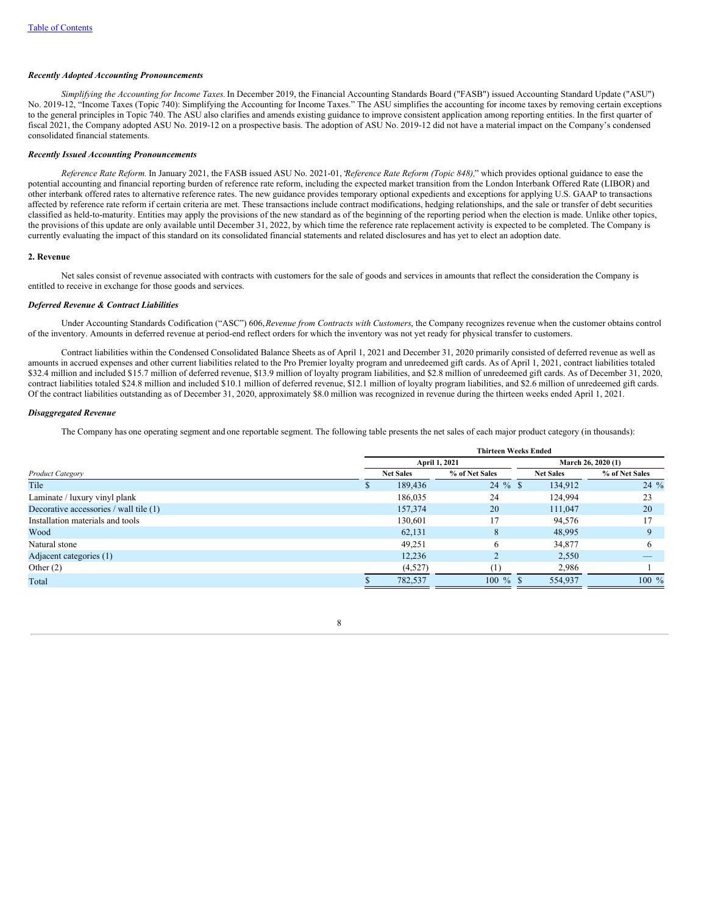### *Recently Adopted Accounting Pronouncements*

*Simplifying the Accounting for Income Taxes.* In December 2019, the Financial Accounting Standards Board ("FASB") issued Accounting Standard Update ("ASU") No. 2019-12, "Income Taxes (Topic 740): Simplifying the Accounting for Income Taxes." The ASU simplifies the accounting for income taxes by removing certain exceptions to the general principles in Topic 740. The ASU also clarifies and amends existing guidance to improve consistent application among reporting entities. In the first quarter of fiscal 2021, the Company adopted ASU No. 2019-12 on a prospective basis. The adoption of ASU No. 2019-12 did not have a material impact on the Company's condensed consolidated financial statements.

### *Recently Issued Accounting Pronouncements*

*Reference Rate Reform.* In January 2021, the FASB issued ASU No. 2021-01, "*Reference Rate Reform (Topic 848),*" which provides optional guidance to ease the potential accounting and financial reporting burden of reference rate reform, including the expected market transition from the London Interbank Offered Rate (LIBOR) and other interbank offered rates to alternative reference rates. The new guidance provides temporary optional expedients and exceptions for applying U.S. GAAP to transactions affected by reference rate reform if certain criteria are met. These transactions include contract modifications, hedging relationships, and the sale or transfer of debt securities classified as held-to-maturity. Entities may apply the provisions of the new standard as of the beginning of the reporting period when the election is made. Unlike other topics, the provisions of this update are only available until December 31, 2022, by which time the reference rate replacement activity is expected to be completed. The Company is currently evaluating the impact of this standard on its consolidated financial statements and related disclosures and has yet to elect an adoption date.

## 2. Revenue

Net sales consist of revenue associated with contracts with customers for the sale of goods and services in amounts that reflect the consideration the Company is entitled to receive in exchange for those goods and services.

### *Deferred Revenue & Contract Liabilities*

Under Accounting Standards Codification ("ASC") 606, *Revenue from Contracts with Customers*, the Company recognizes revenue when the customer obtains control of the inventory. Amounts in deferred revenue at period-end reflect orders for which the inventory was not yet ready for physical transfer to customers.

Contract liabilities within the Condensed Consolidated Balance Sheets as of April 1, 2021 and December 31, 2020 primarily consisted of deferred revenue as well as amounts in accrued expenses and other current liabilities related to the Pro Premier loyalty program and unredeemed gift cards. As of April 1, 2021, contract liabilities totaled $32.4 million and included $15.7 million of deferred revenue, $13.9 million of loyalty program liabilities, and $2.8 million of unredeemed gift cards. As of December 31, 2020, contract liabilities totaled $24.8 million and included $10.1 million of deferred revenue, $12.1 million of loyalty program liabilities, and $2.6 million of unredeemed gift cards. Of the contract liabilities outstanding as of December 31, 2020, approximately $8.0 million was recognized in revenue during the thirteen weeks ended April 1, 2021.

### *Disaggregated Revenue*

The Company has one operating segment and one reportable segment. The following table presents the net sales of each major product category (in thousands):

| | Thirteen Weeks Ended | | | |
|---|---|---|---|---|
| | April 1, 2021 | | March 26, 2020 (1) | |
| *Product Category* | Net Sales | % of Net Sales | Net Sales | % of Net Sales |
| Tile | $ 189,436 | 24 % | $ 134,912 | 24 % |
| Laminate / luxury vinyl plank | 186,035 | 24 | 124,994 | 23 |
| Decorative accessories / wall tile (1) | 157,374 | 20 | 111,047 | 20 |
| Installation materials and tools | 130,601 | 17 | 94,576 | 17 |
| Wood | 62,131 | 8 | 48,995 | 9 |
| Natural stone | 49,251 | 6 | 34,877 | 6 |
| Adjacent categories (1) | 12,236 | 2 | 2,550 | — |
| Other (2) | (4,527) | (1) | 2,986 | 1 |
| Total | $ 782,537 | 100 % | $ 554,937 | 100 % |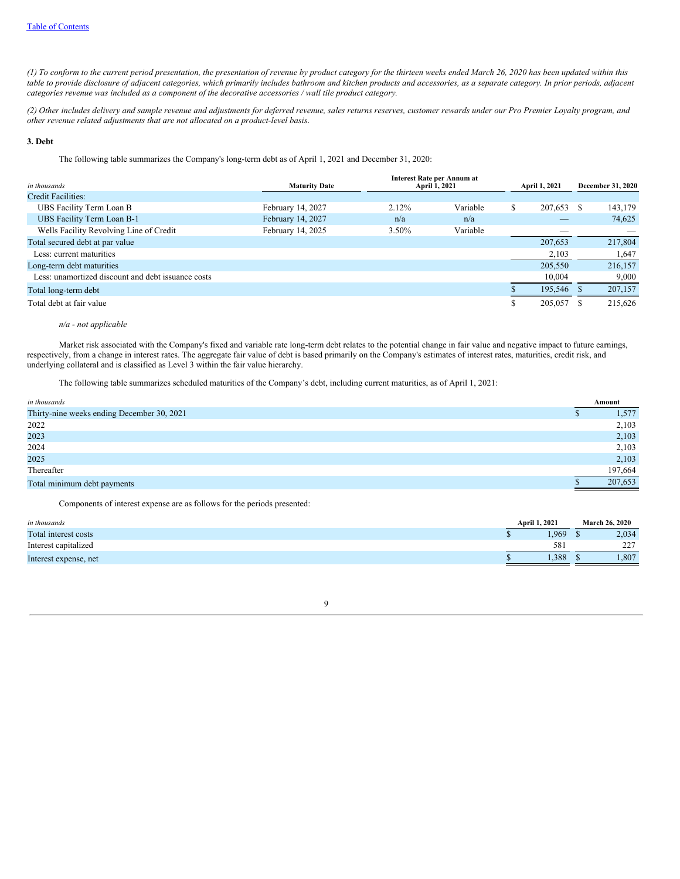*(1) To conform to the current period presentation, the presentation of revenue by product category for the thirteen weeks ended March 26, 2020 has been updated within this table to provide disclosure of adjacent categories, which primarily includes bathroom and kitchen products and accessories, as a separate category. In prior periods, adjacent categories revenue was included as a component of the decorative accessories / wall tile product category.*

*(2) Other includes delivery and sample revenue and adjustments for deferred revenue, sales returns reserves, customer rewards under our Pro Premier Loyalty program, and other revenue related adjustments that are not allocated on a product-level basis.*

### 3. Debt

The following table summarizes the Company's long-term debt as of April 1, 2021 and December 31, 2020:

| *in thousands* | Maturity Date | Interest Rate per Annum at April 1, 2021 | | April 1, 2021 | December 31, 2020 |
|---|---|---|---|---|---|
| Credit Facilities: | | | | | |
| UBS Facility Term Loan B | February 14, 2027 | 2.12% | Variable | $ 207,653 | $ 143,179 |
| UBS Facility Term Loan B-1 | February 14, 2027 | n/a | n/a | — | 74,625 |
| Wells Facility Revolving Line of Credit | February 14, 2025 | 3.50% | Variable | — | — |
| Total secured debt at par value | | | | 207,653 | 217,804 |
| Less: current maturities | | | | 2,103 | 1,647 |
| Long-term debt maturities | | | | 205,550 | 216,157 |
| Less: unamortized discount and debt issuance costs | | | | 10,004 | 9,000 |
| Total long-term debt | | | | $ 195,546 | $ 207,157 |
| Total debt at fair value | | | | $ 205,057 | $ 215,626 |

*n/a - not applicable*

Market risk associated with the Company's fixed and variable rate long-term debt relates to the potential change in fair value and negative impact to future earnings, respectively, from a change in interest rates. The aggregate fair value of debt is based primarily on the Company's estimates of interest rates, maturities, credit risk, and underlying collateral and is classified as Level 3 within the fair value hierarchy.

The following table summarizes scheduled maturities of the Company's debt, including current maturities, as of April 1, 2021:

| *in thousands* | Amount |
|---|---|
| Thirty-nine weeks ending December 30, 2021 | $ 1,577 |
| 2022 | 2,103 |
| 2023 | 2,103 |
| 2024 | 2,103 |
| 2025 | 2,103 |
| Thereafter | 197,664 |
| Total minimum debt payments | $ 207,653 |

Components of interest expense are as follows for the periods presented:

| *in thousands* | April 1, 2021 | March 26, 2020 |
|---|---|---|
| Total interest costs | $ 1,969 | $ 2,034 |
| Interest capitalized | 581 | 227 |
| Interest expense, net | $ 1,388 | $ 1,807 |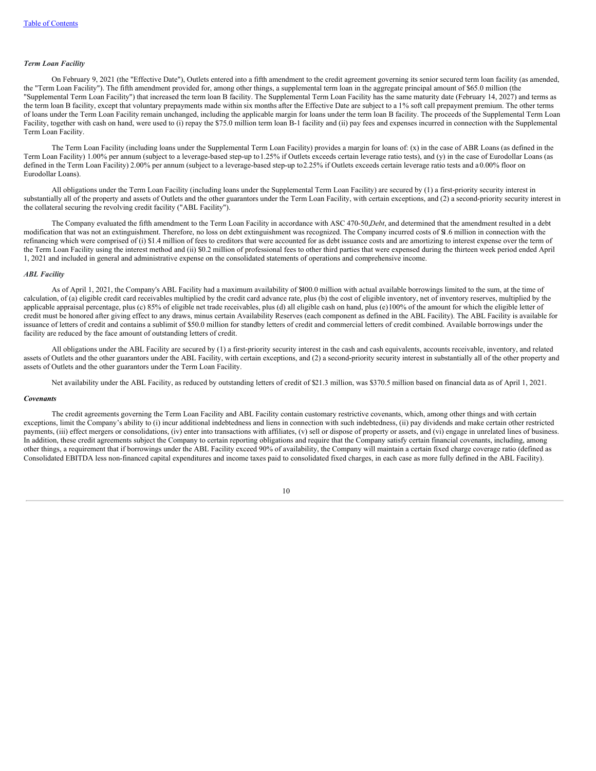*Term Loan Facility*

On February 9, 2021 (the "Effective Date"), Outlets entered into a fifth amendment to the credit agreement governing its senior secured term loan facility (as amended, the "Term Loan Facility"). The fifth amendment provided for, among other things, a supplemental term loan in the aggregate principal amount of $65.0 million (the "Supplemental Term Loan Facility") that increased the term loan B facility. The Supplemental Term Loan Facility has the same maturity date (February 14, 2027) and terms as the term loan B facility, except that voluntary prepayments made within six months after the Effective Date are subject to a 1% soft call prepayment premium. The other terms of loans under the Term Loan Facility remain unchanged, including the applicable margin for loans under the term loan B facility. The proceeds of the Supplemental Term Loan Facility, together with cash on hand, were used to (i) repay the $75.0 million term loan B-1 facility and (ii) pay fees and expenses incurred in connection with the Supplemental Term Loan Facility.

The Term Loan Facility (including loans under the Supplemental Term Loan Facility) provides a margin for loans of: (x) in the case of ABR Loans (as defined in the Term Loan Facility) 1.00% per annum (subject to a leverage-based step-up to 1.25% if Outlets exceeds certain leverage ratio tests), and (y) in the case of Eurodollar Loans (as defined in the Term Loan Facility) 2.00% per annum (subject to a leverage-based step-up to 2.25% if Outlets exceeds certain leverage ratio tests and a 0.00% floor on Eurodollar Loans).

All obligations under the Term Loan Facility (including loans under the Supplemental Term Loan Facility) are secured by (1) a first-priority security interest in substantially all of the property and assets of Outlets and the other guarantors under the Term Loan Facility, with certain exceptions, and (2) a second-priority security interest in the collateral securing the revolving credit facility ("ABL Facility").

The Company evaluated the fifth amendment to the Term Loan Facility in accordance with ASC 470-50, *Debt*, and determined that the amendment resulted in a debt modification that was not an extinguishment. Therefore, no loss on debt extinguishment was recognized. The Company incurred costs of $1.6 million in connection with the refinancing which were comprised of (i) $1.4 million of fees to creditors that were accounted for as debt issuance costs and are amortizing to interest expense over the term of the Term Loan Facility using the interest method and (ii) $0.2 million of professional fees to other third parties that were expensed during the thirteen week period ended April 1, 2021 and included in general and administrative expense on the consolidated statements of operations and comprehensive income.

*ABL Facility*

As of April 1, 2021, the Company's ABL Facility had a maximum availability of $400.0 million with actual available borrowings limited to the sum, at the time of calculation, of (a) eligible credit card receivables multiplied by the credit card advance rate, plus (b) the cost of eligible inventory, net of inventory reserves, multiplied by the applicable appraisal percentage, plus (c) 85% of eligible net trade receivables, plus (d) all eligible cash on hand, plus (e) 100% of the amount for which the eligible letter of credit must be honored after giving effect to any draws, minus certain Availability Reserves (each component as defined in the ABL Facility). The ABL Facility is available for issuance of letters of credit and contains a sublimit of $50.0 million for standby letters of credit and commercial letters of credit combined. Available borrowings under the facility are reduced by the face amount of outstanding letters of credit.

All obligations under the ABL Facility are secured by (1) a first-priority security interest in the cash and cash equivalents, accounts receivable, inventory, and related assets of Outlets and the other guarantors under the ABL Facility, with certain exceptions, and (2) a second-priority security interest in substantially all of the other property and assets of Outlets and the other guarantors under the Term Loan Facility.

Net availability under the ABL Facility, as reduced by outstanding letters of credit of $21.3 million, was $370.5 million based on financial data as of April 1, 2021.

***Covenants***

The credit agreements governing the Term Loan Facility and ABL Facility contain customary restrictive covenants, which, among other things and with certain exceptions, limit the Company's ability to (i) incur additional indebtedness and liens in connection with such indebtedness, (ii) pay dividends and make certain other restricted payments, (iii) effect mergers or consolidations, (iv) enter into transactions with affiliates, (v) sell or dispose of property or assets, and (vi) engage in unrelated lines of business. In addition, these credit agreements subject the Company to certain reporting obligations and require that the Company satisfy certain financial covenants, including, among other things, a requirement that if borrowings under the ABL Facility exceed 90% of availability, the Company will maintain a certain fixed charge coverage ratio (defined as Consolidated EBITDA less non-financed capital expenditures and income taxes paid to consolidated fixed charges, in each case as more fully defined in the ABL Facility).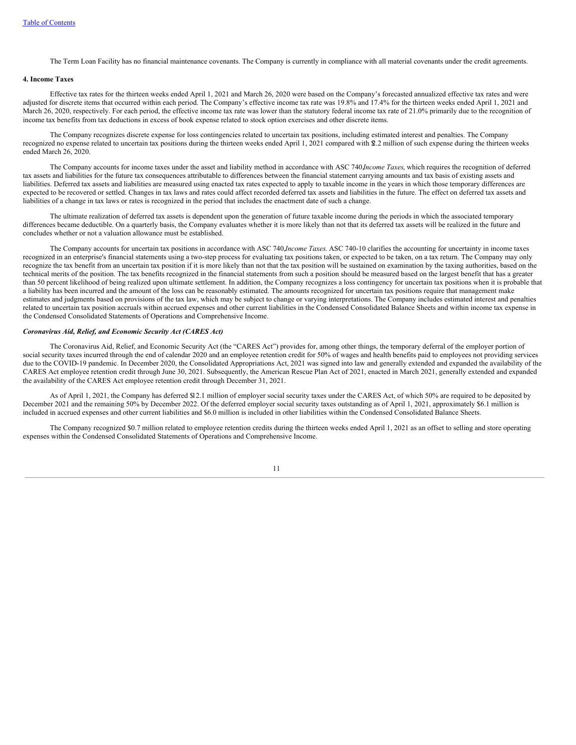The Term Loan Facility has no financial maintenance covenants. The Company is currently in compliance with all material covenants under the credit agreements.

**4. Income Taxes**

Effective tax rates for the thirteen weeks ended April 1, 2021 and March 26, 2020 were based on the Company's forecasted annualized effective tax rates and were adjusted for discrete items that occurred within each period. The Company's effective income tax rate was 19.8% and 17.4% for the thirteen weeks ended April 1, 2021 and March 26, 2020, respectively. For each period, the effective income tax rate was lower than the statutory federal income tax rate of 21.0% primarily due to the recognition of income tax benefits from tax deductions in excess of book expense related to stock option exercises and other discrete items.

The Company recognizes discrete expense for loss contingencies related to uncertain tax positions, including estimated interest and penalties. The Company recognized no expense related to uncertain tax positions during the thirteen weeks ended April 1, 2021 compared with $2.2 million of such expense during the thirteen weeks ended March 26, 2020.

The Company accounts for income taxes under the asset and liability method in accordance with ASC 740, *Income Taxes*, which requires the recognition of deferred tax assets and liabilities for the future tax consequences attributable to differences between the financial statement carrying amounts and tax basis of existing assets and liabilities. Deferred tax assets and liabilities are measured using enacted tax rates expected to apply to taxable income in the years in which those temporary differences are expected to be recovered or settled. Changes in tax laws and rates could affect recorded deferred tax assets and liabilities in the future. The effect on deferred tax assets and liabilities of a change in tax laws or rates is recognized in the period that includes the enactment date of such a change.

The ultimate realization of deferred tax assets is dependent upon the generation of future taxable income during the periods in which the associated temporary differences became deductible. On a quarterly basis, the Company evaluates whether it is more likely than not that its deferred tax assets will be realized in the future and concludes whether or not a valuation allowance must be established.

The Company accounts for uncertain tax positions in accordance with ASC 740, *Income Taxes*. ASC 740-10 clarifies the accounting for uncertainty in income taxes recognized in an enterprise's financial statements using a two-step process for evaluating tax positions taken, or expected to be taken, on a tax return. The Company may only recognize the tax benefit from an uncertain tax position if it is more likely than not that the tax position will be sustained on examination by the taxing authorities, based on the technical merits of the position. The tax benefits recognized in the financial statements from such a position should be measured based on the largest benefit that has a greater than 50 percent likelihood of being realized upon ultimate settlement. In addition, the Company recognizes a loss contingency for uncertain tax positions when it is probable that a liability has been incurred and the amount of the loss can be reasonably estimated. The amounts recognized for uncertain tax positions require that management make estimates and judgments based on provisions of the tax law, which may be subject to change or varying interpretations. The Company includes estimated interest and penalties related to uncertain tax position accruals within accrued expenses and other current liabilities in the Condensed Consolidated Balance Sheets and within income tax expense in the Condensed Consolidated Statements of Operations and Comprehensive Income.

***Coronavirus Aid, Relief, and Economic Security Act (CARES Act)***

The Coronavirus Aid, Relief, and Economic Security Act (the "CARES Act") provides for, among other things, the temporary deferral of the employer portion of social security taxes incurred through the end of calendar 2020 and an employee retention credit for 50% of wages and health benefits paid to employees not providing services due to the COVID-19 pandemic. In December 2020, the Consolidated Appropriations Act, 2021 was signed into law and generally extended and expanded the availability of the CARES Act employee retention credit through June 30, 2021. Subsequently, the American Rescue Plan Act of 2021, enacted in March 2021, generally extended and expanded the availability of the CARES Act employee retention credit through December 31, 2021.

As of April 1, 2021, the Company has deferred $12.1 million of employer social security taxes under the CARES Act, of which 50% are required to be deposited by December 2021 and the remaining 50% by December 2022. Of the deferred employer social security taxes outstanding as of April 1, 2021, approximately $6.1 million is included in accrued expenses and other current liabilities and $6.0 million is included in other liabilities within the Condensed Consolidated Balance Sheets.

The Company recognized $0.7 million related to employee retention credits during the thirteen weeks ended April 1, 2021 as an offset to selling and store operating expenses within the Condensed Consolidated Statements of Operations and Comprehensive Income.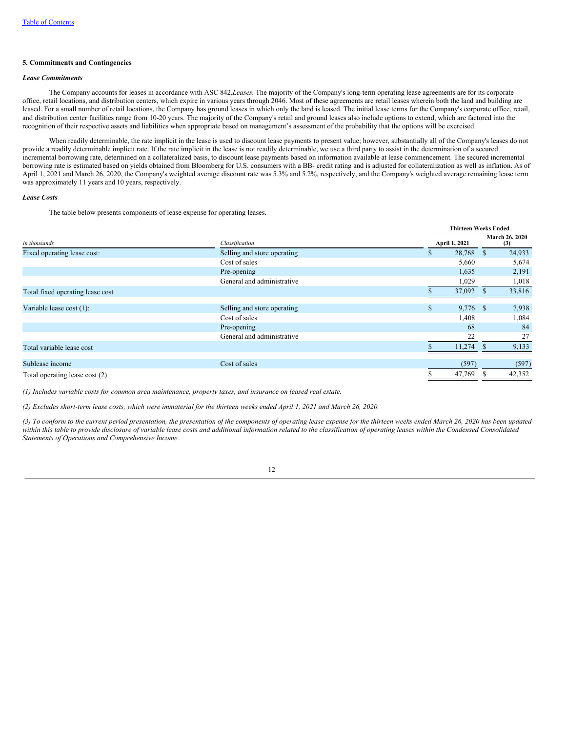## 5. Commitments and Contingencies

### *Lease Commitments*

The Company accounts for leases in accordance with ASC 842,*Leases*. The majority of the Company's long-term operating lease agreements are for its corporate office, retail locations, and distribution centers, which expire in various years through 2046. Most of these agreements are retail leases wherein both the land and building are leased. For a small number of retail locations, the Company has ground leases in which only the land is leased. The initial lease terms for the Company's corporate office, retail, and distribution center facilities range from 10-20 years. The majority of the Company's retail and ground leases also include options to extend, which are factored into the recognition of their respective assets and liabilities when appropriate based on management's assessment of the probability that the options will be exercised.

When readily determinable, the rate implicit in the lease is used to discount lease payments to present value; however, substantially all of the Company's leases do not provide a readily determinable implicit rate. If the rate implicit in the lease is not readily determinable, we use a third party to assist in the determination of a secured incremental borrowing rate, determined on a collateralized basis, to discount lease payments based on information available at lease commencement. The secured incremental borrowing rate is estimated based on yields obtained from Bloomberg for U.S. consumers with a BB- credit rating and is adjusted for collateralization as well as inflation. As of April 1, 2021 and March 26, 2020, the Company's weighted average discount rate was 5.3% and 5.2%, respectively, and the Company's weighted average remaining lease term was approximately 11 years and 10 years, respectively.

### *Lease Costs*

The table below presents components of lease expense for operating leases.

| | | Thirteen Weeks Ended | |
|---|---|---|---|
| *in thousands* | *Classification* | April 1, 2021 | March 26, 2020 (3) |
| Fixed operating lease cost: | Selling and store operating | $ 28,768 | $ 24,933 |
| | Cost of sales | 5,660 | 5,674 |
| | Pre-opening | 1,635 | 2,191 |
| | General and administrative | 1,029 | 1,018 |
| Total fixed operating lease cost | | $ 37,092 | $ 33,816 |
| Variable lease cost (1): | Selling and store operating | $ 9,776 | $ 7,938 |
| | Cost of sales | 1,408 | 1,084 |
| | Pre-opening | 68 | 84 |
| | General and administrative | 22 | 27 |
| Total variable lease cost | | $ 11,274 | $ 9,133 |
| Sublease income | Cost of sales | (597) | (597) |
| Total operating lease cost (2) | | $ 47,769 | $ 42,352 |

*(1) Includes variable costs for common area maintenance, property taxes, and insurance on leased real estate.*

*(2) Excludes short-term lease costs, which were immaterial for the thirteen weeks ended April 1, 2021 and March 26, 2020.*

*(3) To conform to the current period presentation, the presentation of the components of operating lease expense for the thirteen weeks ended March 26, 2020 has been updated within this table to provide disclosure of variable lease costs and additional information related to the classification of operating leases within the Condensed Consolidated Statements of Operations and Comprehensive Income.*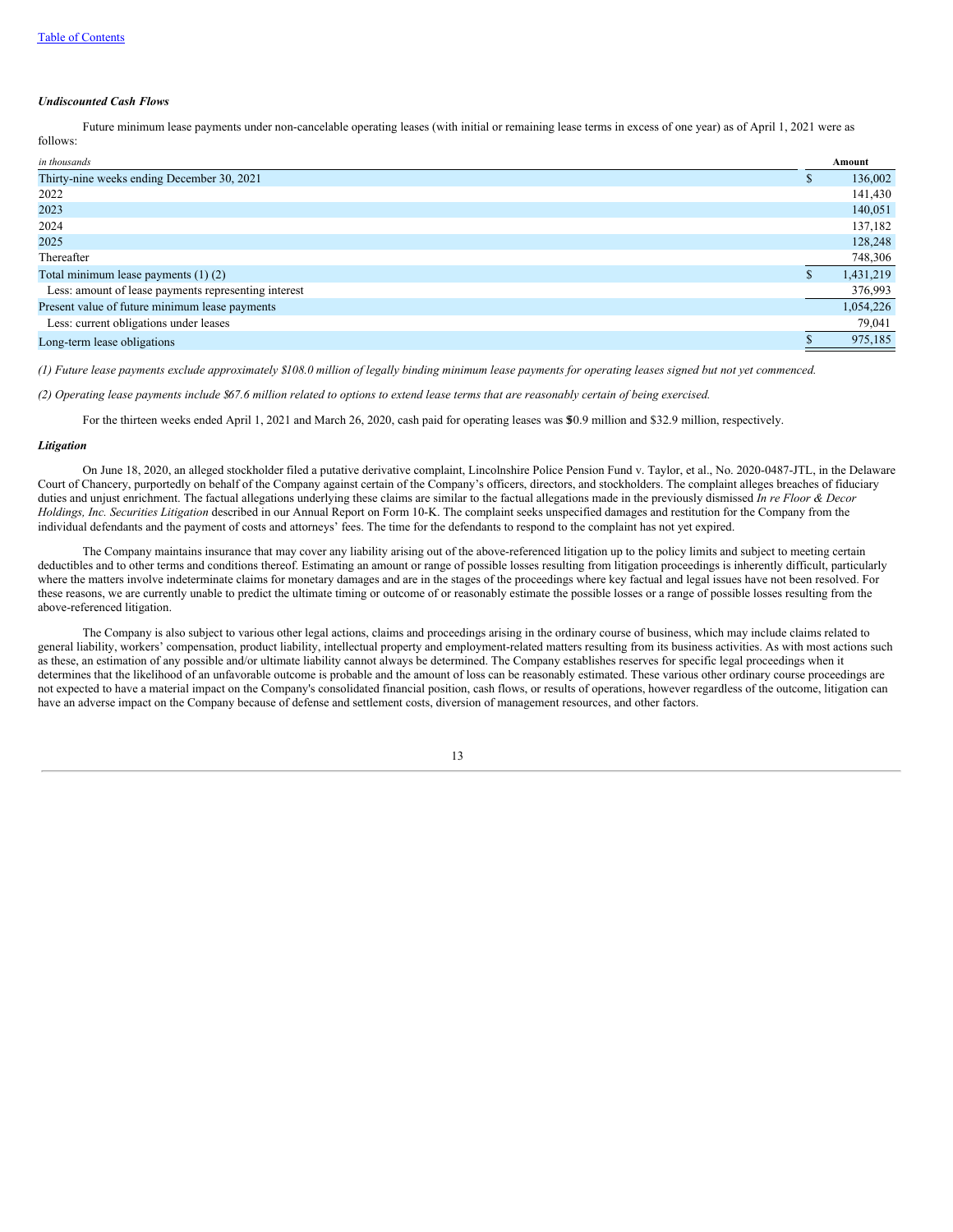### *Undiscounted Cash Flows*

Future minimum lease payments under non-cancelable operating leases (with initial or remaining lease terms in excess of one year) as of April 1, 2021 were as follows:

| *in thousands* | Amount |
|---|---|
| Thirty-nine weeks ending December 30, 2021 | $ 136,002 |
| 2022 | 141,430 |
| 2023 | 140,051 |
| 2024 | 137,182 |
| 2025 | 128,248 |
| Thereafter | 748,306 |
| Total minimum lease payments (1) (2) | $ 1,431,219 |
| Less: amount of lease payments representing interest | 376,993 |
| Present value of future minimum lease payments | 1,054,226 |
| Less: current obligations under leases | 79,041 |
| Long-term lease obligations | $ 975,185 |

*(1) Future lease payments exclude approximately $108.0 million of legally binding minimum lease payments for operating leases signed but not yet commenced.*

*(2) Operating lease payments include $67.6 million related to options to extend lease terms that are reasonably certain of being exercised.*

For the thirteen weeks ended April 1, 2021 and March 26, 2020, cash paid for operating leases was $30.9 million and $32.9 million, respectively.

### *Litigation*

On June 18, 2020, an alleged stockholder filed a putative derivative complaint, Lincolnshire Police Pension Fund v. Taylor, et al., No. 2020-0487-JTL, in the Delaware Court of Chancery, purportedly on behalf of the Company against certain of the Company's officers, directors, and stockholders. The complaint alleges breaches of fiduciary duties and unjust enrichment. The factual allegations underlying these claims are similar to the factual allegations made in the previously dismissed *In re Floor & Decor Holdings, Inc. Securities Litigation* described in our Annual Report on Form 10-K. The complaint seeks unspecified damages and restitution for the Company from the individual defendants and the payment of costs and attorneys' fees. The time for the defendants to respond to the complaint has not yet expired.

The Company maintains insurance that may cover any liability arising out of the above-referenced litigation up to the policy limits and subject to meeting certain deductibles and to other terms and conditions thereof. Estimating an amount or range of possible losses resulting from litigation proceedings is inherently difficult, particularly where the matters involve indeterminate claims for monetary damages and are in the stages of the proceedings where key factual and legal issues have not been resolved. For these reasons, we are currently unable to predict the ultimate timing or outcome of or reasonably estimate the possible losses or a range of possible losses resulting from the above-referenced litigation.

The Company is also subject to various other legal actions, claims and proceedings arising in the ordinary course of business, which may include claims related to general liability, workers' compensation, product liability, intellectual property and employment-related matters resulting from its business activities. As with most actions such as these, an estimation of any possible and/or ultimate liability cannot always be determined. The Company establishes reserves for specific legal proceedings when it determines that the likelihood of an unfavorable outcome is probable and the amount of loss can be reasonably estimated. These various other ordinary course proceedings are not expected to have a material impact on the Company's consolidated financial position, cash flows, or results of operations, however regardless of the outcome, litigation can have an adverse impact on the Company because of defense and settlement costs, diversion of management resources, and other factors.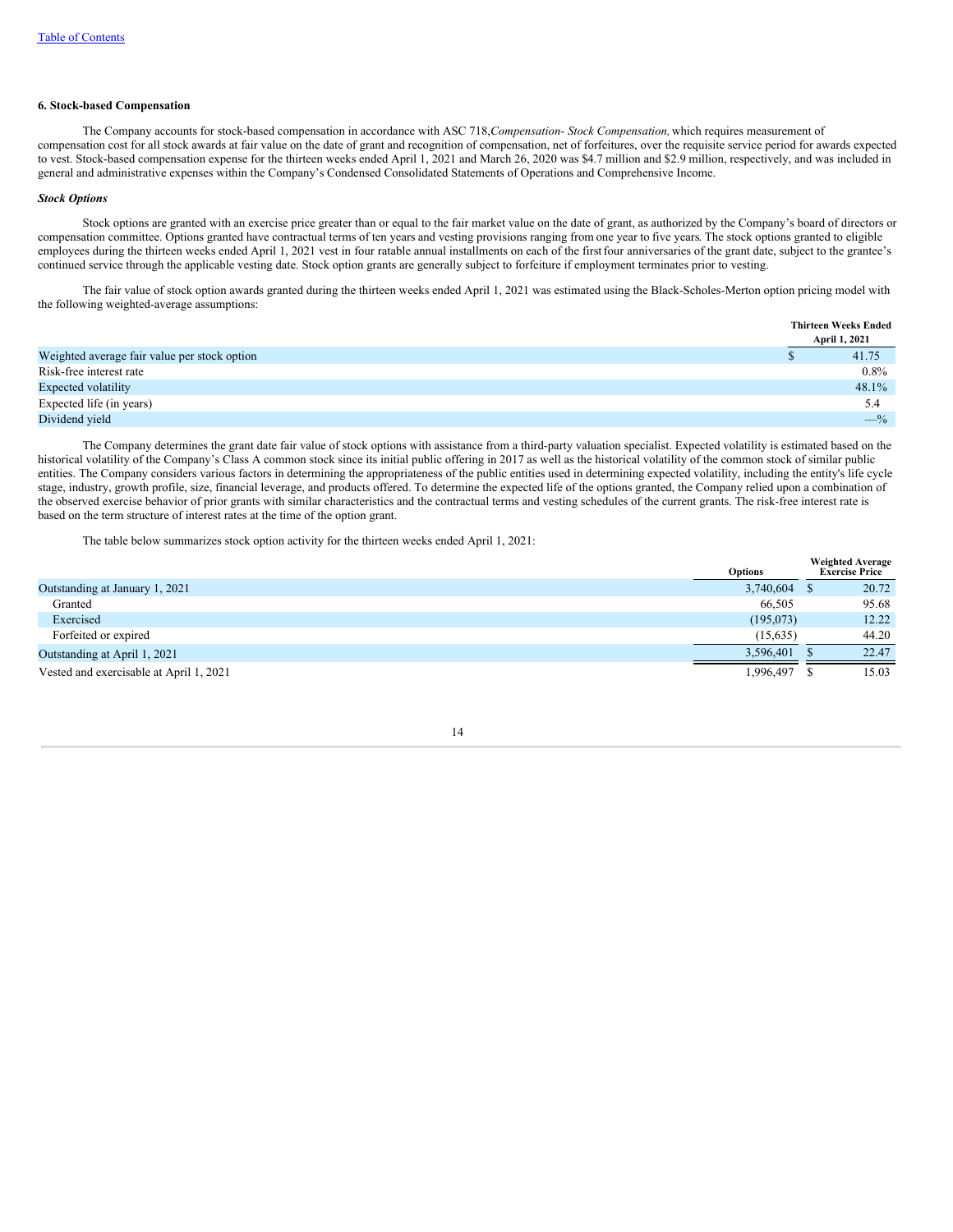[Table of Contents](#)

### 6. Stock-based Compensation

The Company accounts for stock-based compensation in accordance with ASC 718,*Compensation- Stock Compensation,* which requires measurement of compensation cost for all stock awards at fair value on the date of grant and recognition of compensation, net of forfeitures, over the requisite service period for awards expected to vest. Stock-based compensation expense for the thirteen weeks ended April 1, 2021 and March 26, 2020 was $4.7 million and $2.9 million, respectively, and was included in general and administrative expenses within the Company's Condensed Consolidated Statements of Operations and Comprehensive Income.

***Stock Options***

Stock options are granted with an exercise price greater than or equal to the fair market value on the date of grant, as authorized by the Company's board of directors or compensation committee. Options granted have contractual terms of ten years and vesting provisions ranging from one year to five years. The stock options granted to eligible employees during the thirteen weeks ended April 1, 2021 vest in four ratable annual installments on each of the first four anniversaries of the grant date, subject to the grantee's continued service through the applicable vesting date. Stock option grants are generally subject to forfeiture if employment terminates prior to vesting.

The fair value of stock option awards granted during the thirteen weeks ended April 1, 2021 was estimated using the Black-Scholes-Merton option pricing model with the following weighted-average assumptions:

| | Thirteen Weeks Ended April 1, 2021 |
|---|---|
| Weighted average fair value per stock option | $ 41.75 |
| Risk-free interest rate | 0.8% |
| Expected volatility | 48.1% |
| Expected life (in years) | 5.4 |
| Dividend yield | —% |

The Company determines the grant date fair value of stock options with assistance from a third-party valuation specialist. Expected volatility is estimated based on the historical volatility of the Company's Class A common stock since its initial public offering in 2017 as well as the historical volatility of the common stock of similar public entities. The Company considers various factors in determining the appropriateness of the public entities used in determining expected volatility, including the entity's life cycle stage, industry, growth profile, size, financial leverage, and products offered. To determine the expected life of the options granted, the Company relied upon a combination of the observed exercise behavior of prior grants with similar characteristics and the contractual terms and vesting schedules of the current grants. The risk-free interest rate is based on the term structure of interest rates at the time of the option grant.

The table below summarizes stock option activity for the thirteen weeks ended April 1, 2021:

| | Options | Weighted Average Exercise Price |
|---|---|---|
| Outstanding at January 1, 2021 | 3,740,604 | $ 20.72 |
| Granted | 66,505 | 95.68 |
| Exercised | (195,073) | 12.22 |
| Forfeited or expired | (15,635) | 44.20 |
| Outstanding at April 1, 2021 | 3,596,401 | $ 22.47 |
| Vested and exercisable at April 1, 2021 | 1,996,497 | $ 15.03 |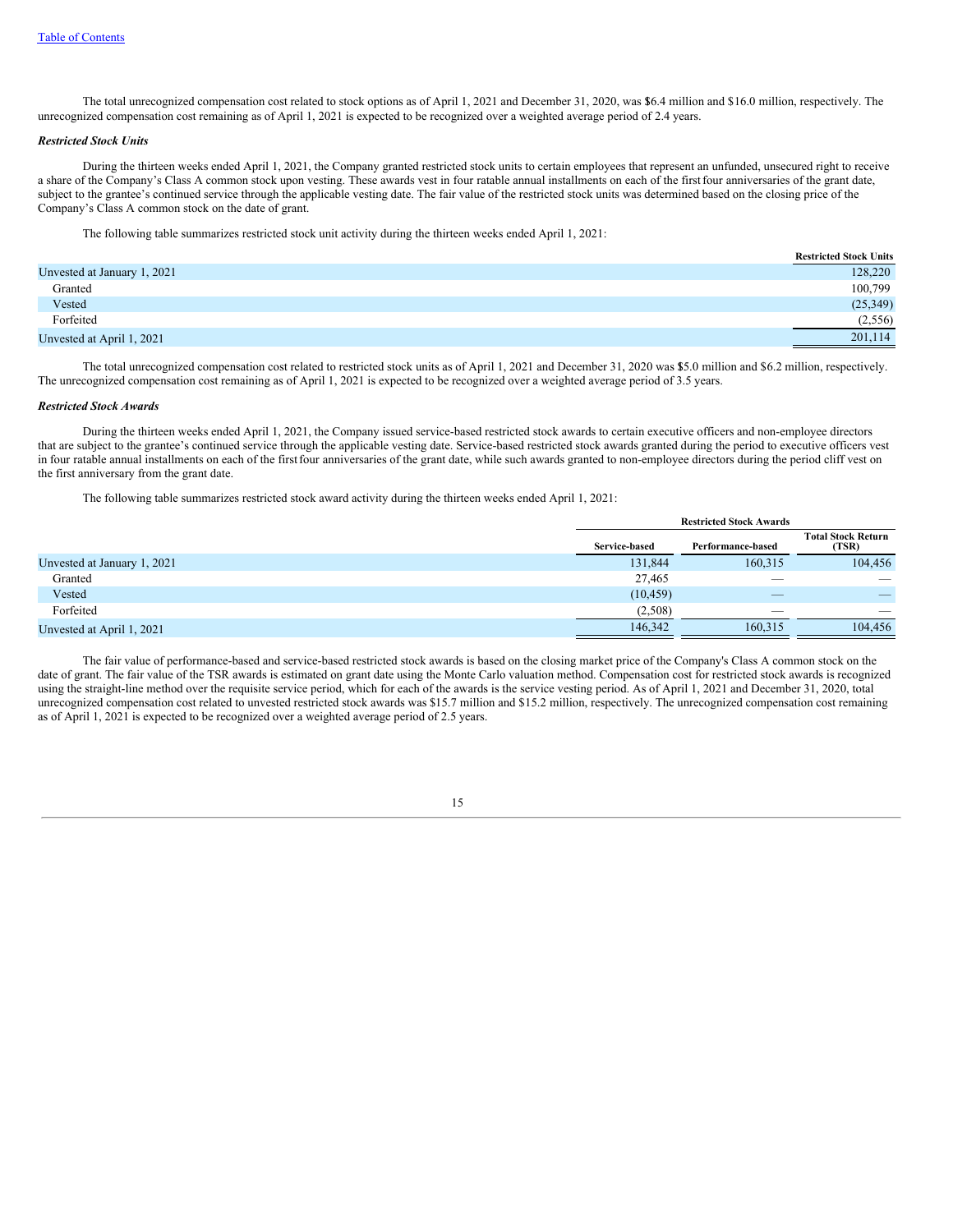The total unrecognized compensation cost related to stock options as of April 1, 2021 and December 31, 2020, was $6.4 million and $16.0 million, respectively. The unrecognized compensation cost remaining as of April 1, 2021 is expected to be recognized over a weighted average period of 2.4 years.

***Restricted Stock Units***

During the thirteen weeks ended April 1, 2021, the Company granted restricted stock units to certain employees that represent an unfunded, unsecured right to receive a share of the Company's Class A common stock upon vesting. These awards vest in four ratable annual installments on each of the first four anniversaries of the grant date, subject to the grantee's continued service through the applicable vesting date. The fair value of the restricted stock units was determined based on the closing price of the Company's Class A common stock on the date of grant.

The following table summarizes restricted stock unit activity during the thirteen weeks ended April 1, 2021:

| | Restricted Stock Units |
|---|---|
| Unvested at January 1, 2021 | 128,220 |
| Granted | 100,799 |
| Vested | (25,349) |
| Forfeited | (2,556) |
| Unvested at April 1, 2021 | 201,114 |

The total unrecognized compensation cost related to restricted stock units as of April 1, 2021 and December 31, 2020 was $5.0 million and $6.2 million, respectively. The unrecognized compensation cost remaining as of April 1, 2021 is expected to be recognized over a weighted average period of 3.5 years.

***Restricted Stock Awards***

During the thirteen weeks ended April 1, 2021, the Company issued service-based restricted stock awards to certain executive officers and non-employee directors that are subject to the grantee's continued service through the applicable vesting date. Service-based restricted stock awards granted during the period to executive officers vest in four ratable annual installments on each of the first four anniversaries of the grant date, while such awards granted to non-employee directors during the period cliff vest on the first anniversary from the grant date.

The following table summarizes restricted stock award activity during the thirteen weeks ended April 1, 2021:

| | Restricted Stock Awards | | |
|---|---|---|---|
| | Service-based | Performance-based | Total Stock Return (TSR) |
| Unvested at January 1, 2021 | 131,844 | 160,315 | 104,456 |
| Granted | 27,465 | — | — |
| Vested | (10,459) | — | — |
| Forfeited | (2,508) | — | — |
| Unvested at April 1, 2021 | 146,342 | 160,315 | 104,456 |

The fair value of performance-based and service-based restricted stock awards is based on the closing market price of the Company's Class A common stock on the date of grant. The fair value of the TSR awards is estimated on grant date using the Monte Carlo valuation method. Compensation cost for restricted stock awards is recognized using the straight-line method over the requisite service period, which for each of the awards is the service vesting period. As of April 1, 2021 and December 31, 2020, total unrecognized compensation cost related to unvested restricted stock awards was $15.7 million and $15.2 million, respectively. The unrecognized compensation cost remaining as of April 1, 2021 is expected to be recognized over a weighted average period of 2.5 years.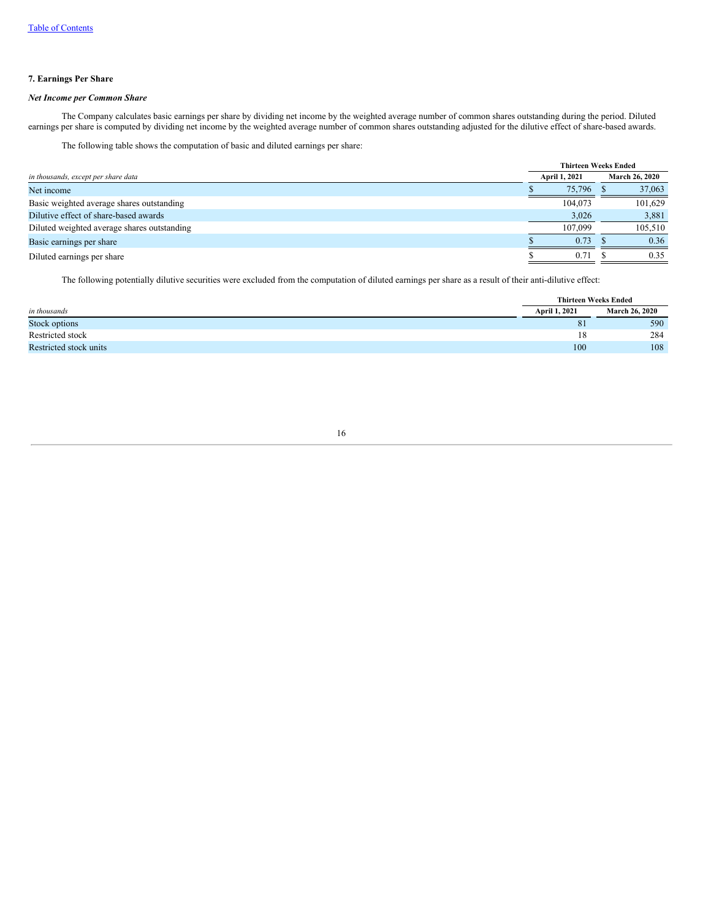### 7. Earnings Per Share

#### *Net Income per Common Share*

The Company calculates basic earnings per share by dividing net income by the weighted average number of common shares outstanding during the period. Diluted earnings per share is computed by dividing net income by the weighted average number of common shares outstanding adjusted for the dilutive effect of share-based awards.

The following table shows the computation of basic and diluted earnings per share:

| *in thousands, except per share data* | Thirteen Weeks Ended | |
|---|---|---|
| | **April 1, 2021** | **March 26, 2020** |
| Net income | $ 75,796 | $ 37,063 |
| Basic weighted average shares outstanding | 104,073 | 101,629 |
| Dilutive effect of share-based awards | 3,026 | 3,881 |
| Diluted weighted average shares outstanding | 107,099 | 105,510 |
| Basic earnings per share | $ 0.73 | $ 0.36 |
| Diluted earnings per share | $ 0.71 | $ 0.35 |

The following potentially dilutive securities were excluded from the computation of diluted earnings per share as a result of their anti-dilutive effect:

| *in thousands* | Thirteen Weeks Ended | |
|---|---|---|
| | **April 1, 2021** | **March 26, 2020** |
| Stock options | 81 | 590 |
| Restricted stock | 18 | 284 |
| Restricted stock units | 100 | 108 |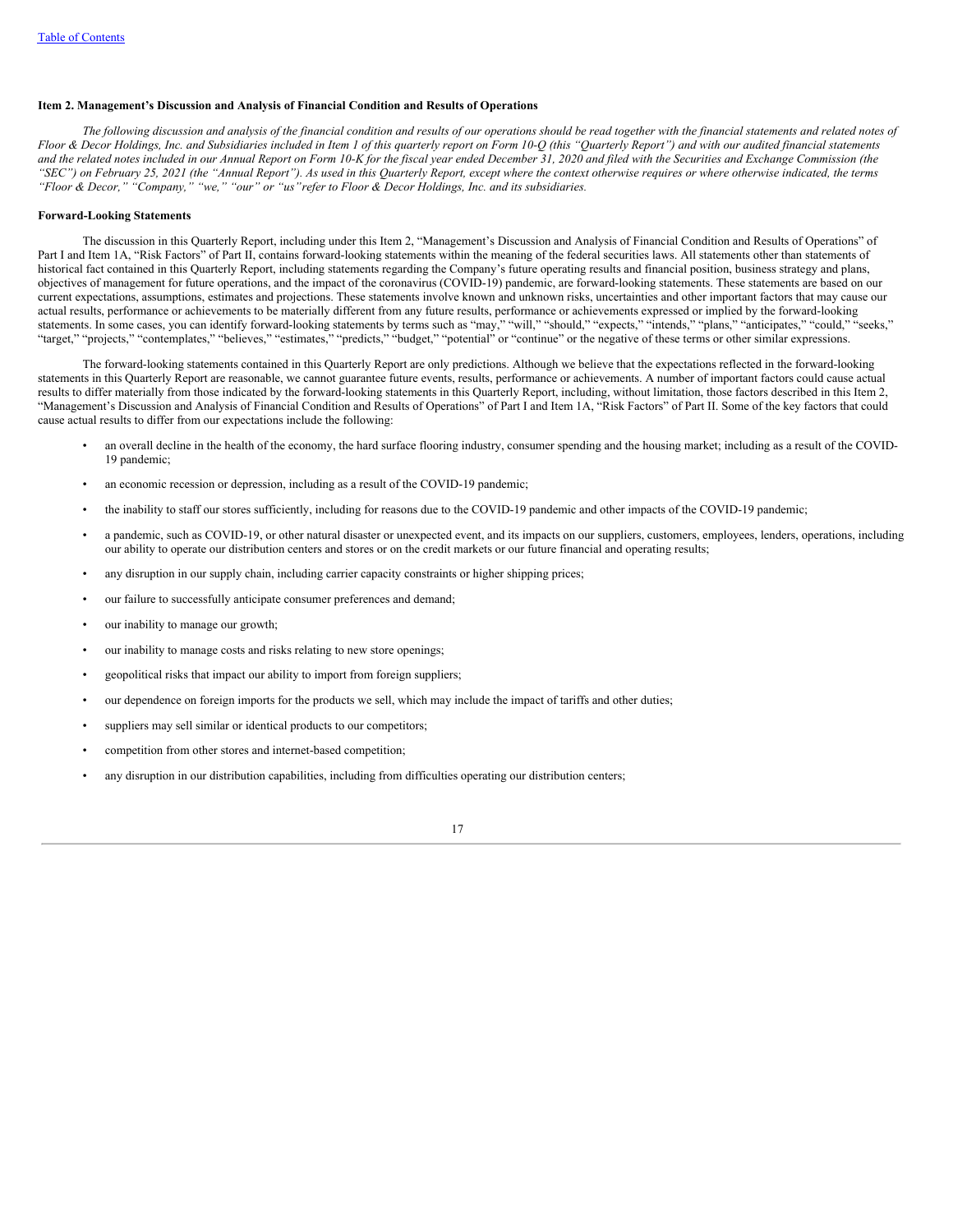**Item 2. Management's Discussion and Analysis of Financial Condition and Results of Operations**

*The following discussion and analysis of the financial condition and results of our operations should be read together with the financial statements and related notes of Floor & Decor Holdings, Inc. and Subsidiaries included in Item 1 of this quarterly report on Form 10-Q (this "Quarterly Report") and with our audited financial statements and the related notes included in our Annual Report on Form 10-K for the fiscal year ended December 31, 2020 and filed with the Securities and Exchange Commission (the "SEC") on February 25, 2021 (the "Annual Report"). As used in this Quarterly Report, except where the context otherwise requires or where otherwise indicated, the terms "Floor & Decor," "Company," "we," "our" or "us" refer to Floor & Decor Holdings, Inc. and its subsidiaries.*

**Forward-Looking Statements**

The discussion in this Quarterly Report, including under this Item 2, "Management's Discussion and Analysis of Financial Condition and Results of Operations" of Part I and Item 1A, "Risk Factors" of Part II, contains forward-looking statements within the meaning of the federal securities laws. All statements other than statements of historical fact contained in this Quarterly Report, including statements regarding the Company's future operating results and financial position, business strategy and plans, objectives of management for future operations, and the impact of the coronavirus (COVID-19) pandemic, are forward-looking statements. These statements are based on our current expectations, assumptions, estimates and projections. These statements involve known and unknown risks, uncertainties and other important factors that may cause our actual results, performance or achievements to be materially different from any future results, performance or achievements expressed or implied by the forward-looking statements. In some cases, you can identify forward-looking statements by terms such as "may," "will," "should," "expects," "intends," "plans," "anticipates," "could," "seeks," "target," "projects," "contemplates," "believes," "estimates," "predicts," "budget," "potential" or "continue" or the negative of these terms or other similar expressions.

The forward-looking statements contained in this Quarterly Report are only predictions. Although we believe that the expectations reflected in the forward-looking statements in this Quarterly Report are reasonable, we cannot guarantee future events, results, performance or achievements. A number of important factors could cause actual results to differ materially from those indicated by the forward-looking statements in this Quarterly Report, including, without limitation, those factors described in this Item 2, "Management's Discussion and Analysis of Financial Condition and Results of Operations" of Part I and Item 1A, "Risk Factors" of Part II. Some of the key factors that could cause actual results to differ from our expectations include the following:

- an overall decline in the health of the economy, the hard surface flooring industry, consumer spending and the housing market; including as a result of the COVID-19 pandemic;
- an economic recession or depression, including as a result of the COVID-19 pandemic;
- the inability to staff our stores sufficiently, including for reasons due to the COVID-19 pandemic and other impacts of the COVID-19 pandemic;
- a pandemic, such as COVID-19, or other natural disaster or unexpected event, and its impacts on our suppliers, customers, employees, lenders, operations, including our ability to operate our distribution centers and stores or on the credit markets or our future financial and operating results;
- any disruption in our supply chain, including carrier capacity constraints or higher shipping prices;
- our failure to successfully anticipate consumer preferences and demand;
- our inability to manage our growth;
- our inability to manage costs and risks relating to new store openings;
- geopolitical risks that impact our ability to import from foreign suppliers;
- our dependence on foreign imports for the products we sell, which may include the impact of tariffs and other duties;
- suppliers may sell similar or identical products to our competitors;
- competition from other stores and internet-based competition;
- any disruption in our distribution capabilities, including from difficulties operating our distribution centers;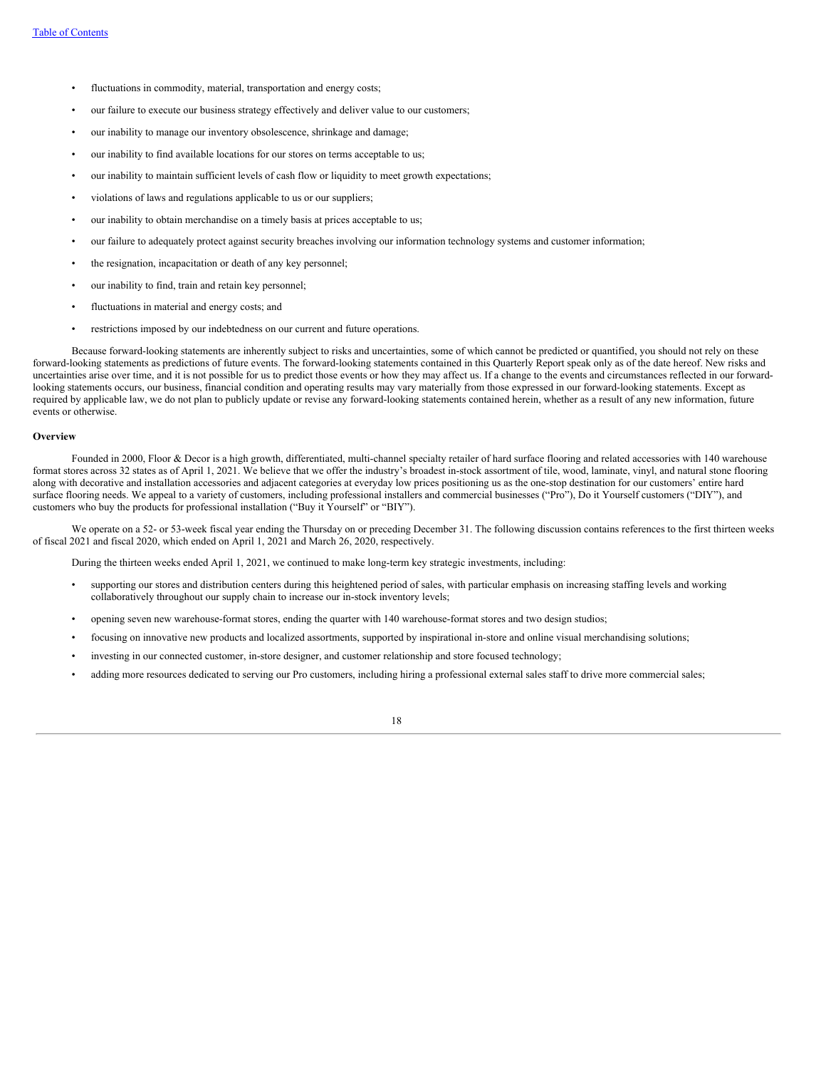- fluctuations in commodity, material, transportation and energy costs;
- our failure to execute our business strategy effectively and deliver value to our customers;
- our inability to manage our inventory obsolescence, shrinkage and damage;
- our inability to find available locations for our stores on terms acceptable to us;
- our inability to maintain sufficient levels of cash flow or liquidity to meet growth expectations;
- violations of laws and regulations applicable to us or our suppliers;
- our inability to obtain merchandise on a timely basis at prices acceptable to us;
- our failure to adequately protect against security breaches involving our information technology systems and customer information;
- the resignation, incapacitation or death of any key personnel;
- our inability to find, train and retain key personnel;
- fluctuations in material and energy costs; and
- restrictions imposed by our indebtedness on our current and future operations.

Because forward-looking statements are inherently subject to risks and uncertainties, some of which cannot be predicted or quantified, you should not rely on these forward-looking statements as predictions of future events. The forward-looking statements contained in this Quarterly Report speak only as of the date hereof. New risks and uncertainties arise over time, and it is not possible for us to predict those events or how they may affect us. If a change to the events and circumstances reflected in our forward-looking statements occurs, our business, financial condition and operating results may vary materially from those expressed in our forward-looking statements. Except as required by applicable law, we do not plan to publicly update or revise any forward-looking statements contained herein, whether as a result of any new information, future events or otherwise.

**Overview**

Founded in 2000, Floor & Decor is a high growth, differentiated, multi-channel specialty retailer of hard surface flooring and related accessories with 140 warehouse format stores across 32 states as of April 1, 2021. We believe that we offer the industry's broadest in-stock assortment of tile, wood, laminate, vinyl, and natural stone flooring along with decorative and installation accessories and adjacent categories at everyday low prices positioning us as the one-stop destination for our customers' entire hard surface flooring needs. We appeal to a variety of customers, including professional installers and commercial businesses ("Pro"), Do it Yourself customers ("DIY"), and customers who buy the products for professional installation ("Buy it Yourself" or "BIY").

We operate on a 52- or 53-week fiscal year ending the Thursday on or preceding December 31. The following discussion contains references to the first thirteen weeks of fiscal 2021 and fiscal 2020, which ended on April 1, 2021 and March 26, 2020, respectively.

During the thirteen weeks ended April 1, 2021, we continued to make long-term key strategic investments, including:

- supporting our stores and distribution centers during this heightened period of sales, with particular emphasis on increasing staffing levels and working collaboratively throughout our supply chain to increase our in-stock inventory levels;
- opening seven new warehouse-format stores, ending the quarter with 140 warehouse-format stores and two design studios;
- focusing on innovative new products and localized assortments, supported by inspirational in-store and online visual merchandising solutions;
- investing in our connected customer, in-store designer, and customer relationship and store focused technology;
- adding more resources dedicated to serving our Pro customers, including hiring a professional external sales staff to drive more commercial sales;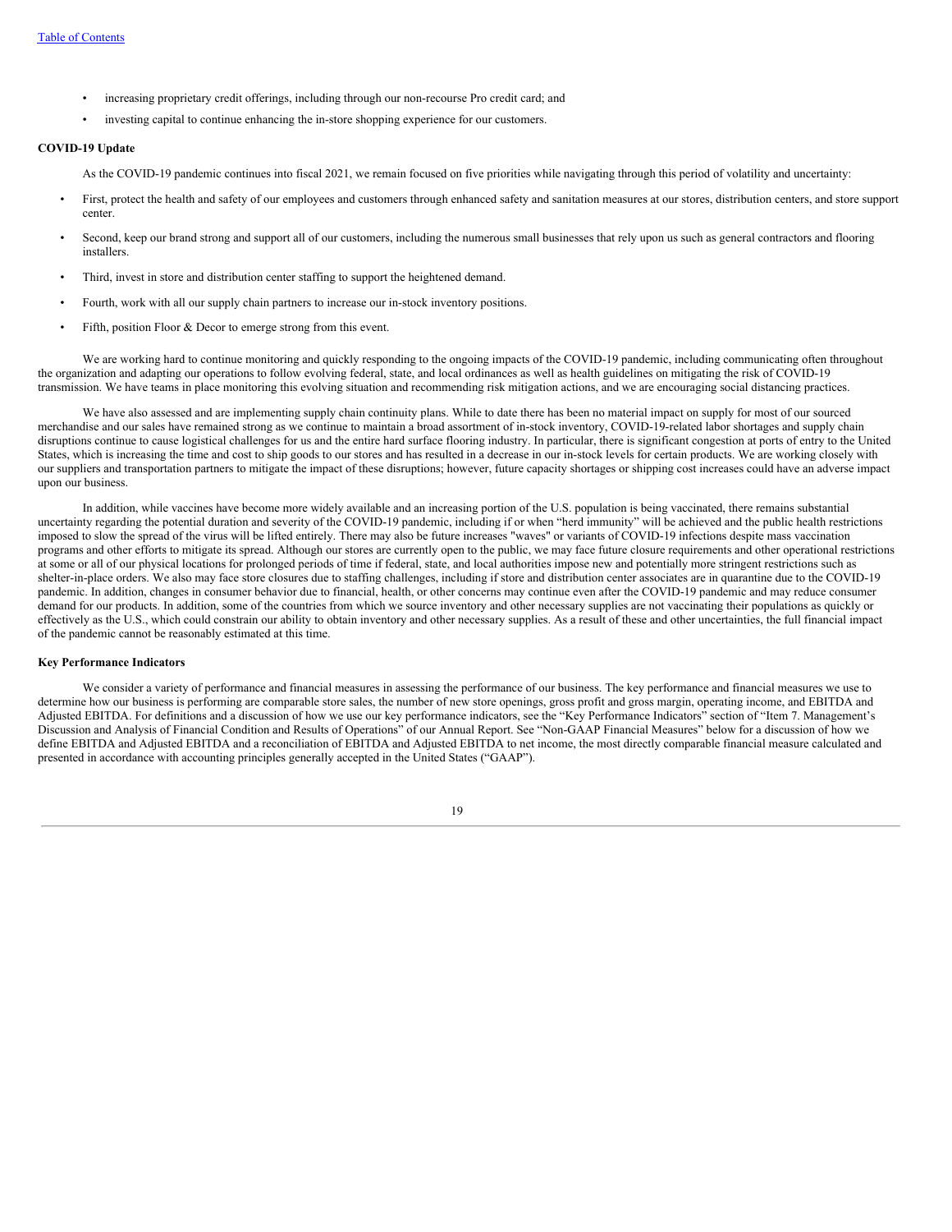- increasing proprietary credit offerings, including through our non-recourse Pro credit card; and
- investing capital to continue enhancing the in-store shopping experience for our customers.

**COVID-19 Update**

As the COVID-19 pandemic continues into fiscal 2021, we remain focused on five priorities while navigating through this period of volatility and uncertainty:

- First, protect the health and safety of our employees and customers through enhanced safety and sanitation measures at our stores, distribution centers, and store support center.
- Second, keep our brand strong and support all of our customers, including the numerous small businesses that rely upon us such as general contractors and flooring installers.
- Third, invest in store and distribution center staffing to support the heightened demand.
- Fourth, work with all our supply chain partners to increase our in-stock inventory positions.
- Fifth, position Floor & Decor to emerge strong from this event.

We are working hard to continue monitoring and quickly responding to the ongoing impacts of the COVID-19 pandemic, including communicating often throughout the organization and adapting our operations to follow evolving federal, state, and local ordinances as well as health guidelines on mitigating the risk of COVID-19 transmission. We have teams in place monitoring this evolving situation and recommending risk mitigation actions, and we are encouraging social distancing practices.

We have also assessed and are implementing supply chain continuity plans. While to date there has been no material impact on supply for most of our sourced merchandise and our sales have remained strong as we continue to maintain a broad assortment of in-stock inventory, COVID-19-related labor shortages and supply chain disruptions continue to cause logistical challenges for us and the entire hard surface flooring industry. In particular, there is significant congestion at ports of entry to the United States, which is increasing the time and cost to ship goods to our stores and has resulted in a decrease in our in-stock levels for certain products. We are working closely with our suppliers and transportation partners to mitigate the impact of these disruptions; however, future capacity shortages or shipping cost increases could have an adverse impact upon our business.

In addition, while vaccines have become more widely available and an increasing portion of the U.S. population is being vaccinated, there remains substantial uncertainty regarding the potential duration and severity of the COVID-19 pandemic, including if or when "herd immunity" will be achieved and the public health restrictions imposed to slow the spread of the virus will be lifted entirely. There may also be future increases "waves" or variants of COVID-19 infections despite mass vaccination programs and other efforts to mitigate its spread. Although our stores are currently open to the public, we may face future closure requirements and other operational restrictions at some or all of our physical locations for prolonged periods of time if federal, state, and local authorities impose new and potentially more stringent restrictions such as shelter-in-place orders. We also may face store closures due to staffing challenges, including if store and distribution center associates are in quarantine due to the COVID-19 pandemic. In addition, changes in consumer behavior due to financial, health, or other concerns may continue even after the COVID-19 pandemic and may reduce consumer demand for our products. In addition, some of the countries from which we source inventory and other necessary supplies are not vaccinating their populations as quickly or effectively as the U.S., which could constrain our ability to obtain inventory and other necessary supplies. As a result of these and other uncertainties, the full financial impact of the pandemic cannot be reasonably estimated at this time.

**Key Performance Indicators**

We consider a variety of performance and financial measures in assessing the performance of our business. The key performance and financial measures we use to determine how our business is performing are comparable store sales, the number of new store openings, gross profit and gross margin, operating income, and EBITDA and Adjusted EBITDA. For definitions and a discussion of how we use our key performance indicators, see the "Key Performance Indicators" section of "Item 7. Management's Discussion and Analysis of Financial Condition and Results of Operations" of our Annual Report. See "Non-GAAP Financial Measures" below for a discussion of how we define EBITDA and Adjusted EBITDA and a reconciliation of EBITDA and Adjusted EBITDA to net income, the most directly comparable financial measure calculated and presented in accordance with accounting principles generally accepted in the United States ("GAAP").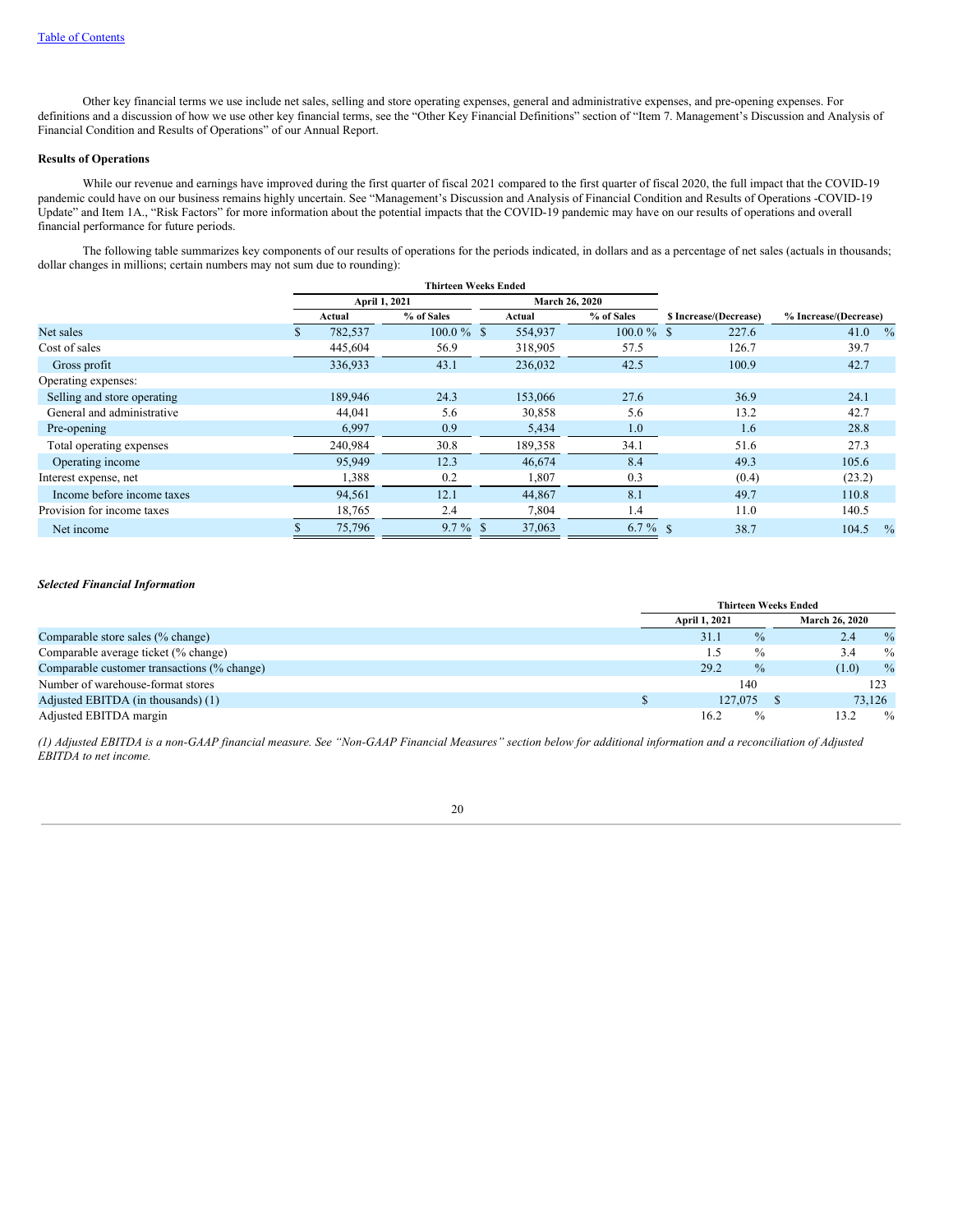Other key financial terms we use include net sales, selling and store operating expenses, general and administrative expenses, and pre-opening expenses. For definitions and a discussion of how we use other key financial terms, see the "Other Key Financial Definitions" section of "Item 7. Management's Discussion and Analysis of Financial Condition and Results of Operations" of our Annual Report.

**Results of Operations**

While our revenue and earnings have improved during the first quarter of fiscal 2021 compared to the first quarter of fiscal 2020, the full impact that the COVID-19 pandemic could have on our business remains highly uncertain. See "Management's Discussion and Analysis of Financial Condition and Results of Operations -COVID-19 Update" and Item 1A., "Risk Factors" for more information about the potential impacts that the COVID-19 pandemic may have on our results of operations and overall financial performance for future periods.

The following table summarizes key components of our results of operations for the periods indicated, in dollars and as a percentage of net sales (actuals in thousands; dollar changes in millions; certain numbers may not sum due to rounding):

| | Thirteen Weeks Ended | | | | | |
|---|---|---|---|---|---|---|
| | April 1, 2021 | | March 26, 2020 | | | |
| | Actual | % of Sales | Actual | % of Sales | $ Increase/(Decrease) | % Increase/(Decrease) |
| Net sales | $ 782,537 | 100.0 % | $ 554,937 | 100.0 % | $ 227.6 | 41.0 % |
| Cost of sales | 445,604 | 56.9 | 318,905 | 57.5 | 126.7 | 39.7 |
| Gross profit | 336,933 | 43.1 | 236,032 | 42.5 | 100.9 | 42.7 |
| Operating expenses: | | | | | | |
| Selling and store operating | 189,946 | 24.3 | 153,066 | 27.6 | 36.9 | 24.1 |
| General and administrative | 44,041 | 5.6 | 30,858 | 5.6 | 13.2 | 42.7 |
| Pre-opening | 6,997 | 0.9 | 5,434 | 1.0 | 1.6 | 28.8 |
| Total operating expenses | 240,984 | 30.8 | 189,358 | 34.1 | 51.6 | 27.3 |
| Operating income | 95,949 | 12.3 | 46,674 | 8.4 | 49.3 | 105.6 |
| Interest expense, net | 1,388 | 0.2 | 1,807 | 0.3 | (0.4) | (23.2) |
| Income before income taxes | 94,561 | 12.1 | 44,867 | 8.1 | 49.7 | 110.8 |
| Provision for income taxes | 18,765 | 2.4 | 7,804 | 1.4 | 11.0 | 140.5 |
| Net income | $ 75,796 | 9.7 % | $ 37,063 | 6.7 % | $ 38.7 | 104.5 % |

***Selected Financial Information***

| | Thirteen Weeks Ended | |
|---|---|---|
| | April 1, 2021 | March 26, 2020 |
| Comparable store sales (% change) | 31.1 % | 2.4 % |
| Comparable average ticket (% change) | 1.5 % | 3.4 % |
| Comparable customer transactions (% change) | 29.2 % | (1.0) % |
| Number of warehouse-format stores | 140 | 123 |
| Adjusted EBITDA (in thousands) (1) | $ 127,075 | $ 73,126 |
| Adjusted EBITDA margin | 16.2 % | 13.2 % |

*(1) Adjusted EBITDA is a non-GAAP financial measure. See "Non-GAAP Financial Measures" section below for additional information and a reconciliation of Adjusted EBITDA to net income.*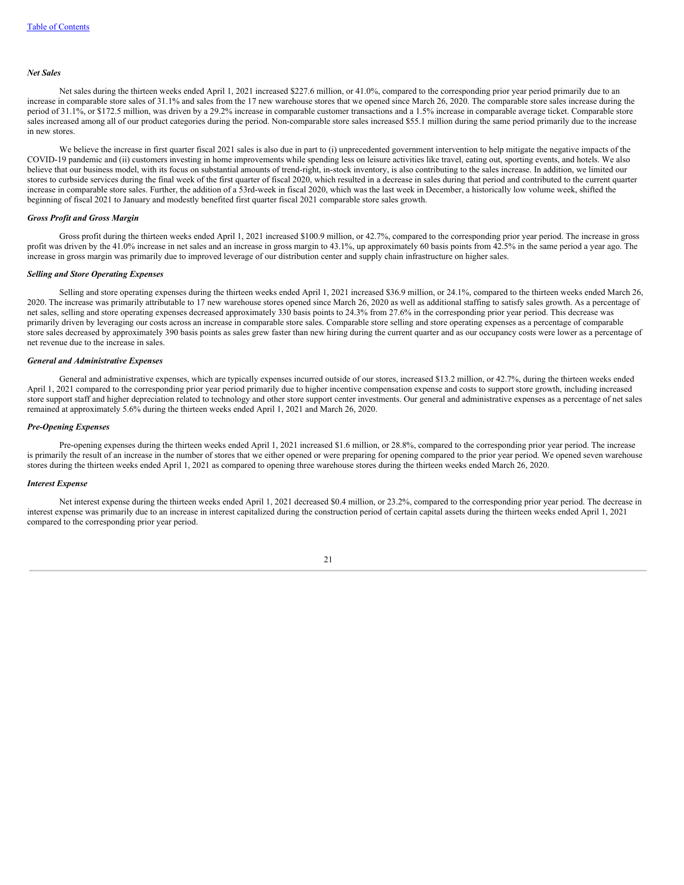*Net Sales*

Net sales during the thirteen weeks ended April 1, 2021 increased $227.6 million, or 41.0%, compared to the corresponding prior year period primarily due to an increase in comparable store sales of 31.1% and sales from the 17 new warehouse stores that we opened since March 26, 2020. The comparable store sales increase during the period of 31.1%, or $172.5 million, was driven by a 29.2% increase in comparable customer transactions and a 1.5% increase in comparable average ticket. Comparable store sales increased among all of our product categories during the period. Non-comparable store sales increased $55.1 million during the same period primarily due to the increase in new stores.

We believe the increase in first quarter fiscal 2021 sales is also due in part to (i) unprecedented government intervention to help mitigate the negative impacts of the COVID-19 pandemic and (ii) customers investing in home improvements while spending less on leisure activities like travel, eating out, sporting events, and hotels. We also believe that our business model, with its focus on substantial amounts of trend-right, in-stock inventory, is also contributing to the sales increase. In addition, we limited our stores to curbside services during the final week of the first quarter of fiscal 2020, which resulted in a decrease in sales during that period and contributed to the current quarter increase in comparable store sales. Further, the addition of a 53rd-week in fiscal 2020, which was the last week in December, a historically low volume week, shifted the beginning of fiscal 2021 to January and modestly benefited first quarter fiscal 2021 comparable store sales growth.

*Gross Profit and Gross Margin*

Gross profit during the thirteen weeks ended April 1, 2021 increased $100.9 million, or 42.7%, compared to the corresponding prior year period. The increase in gross profit was driven by the 41.0% increase in net sales and an increase in gross margin to 43.1%, up approximately 60 basis points from 42.5% in the same period a year ago. The increase in gross margin was primarily due to improved leverage of our distribution center and supply chain infrastructure on higher sales.

*Selling and Store Operating Expenses*

Selling and store operating expenses during the thirteen weeks ended April 1, 2021 increased $36.9 million, or 24.1%, compared to the thirteen weeks ended March 26, 2020. The increase was primarily attributable to 17 new warehouse stores opened since March 26, 2020 as well as additional staffing to satisfy sales growth. As a percentage of net sales, selling and store operating expenses decreased approximately 330 basis points to 24.3% from 27.6% in the corresponding prior year period. This decrease was primarily driven by leveraging our costs across an increase in comparable store sales. Comparable store selling and store operating expenses as a percentage of comparable store sales decreased by approximately 390 basis points as sales grew faster than new hiring during the current quarter and as our occupancy costs were lower as a percentage of net revenue due to the increase in sales.

*General and Administrative Expenses*

General and administrative expenses, which are typically expenses incurred outside of our stores, increased $13.2 million, or 42.7%, during the thirteen weeks ended April 1, 2021 compared to the corresponding prior year period primarily due to higher incentive compensation expense and costs to support store growth, including increased store support staff and higher depreciation related to technology and other store support center investments. Our general and administrative expenses as a percentage of net sales remained at approximately 5.6% during the thirteen weeks ended April 1, 2021 and March 26, 2020.

*Pre-Opening Expenses*

Pre-opening expenses during the thirteen weeks ended April 1, 2021 increased $1.6 million, or 28.8%, compared to the corresponding prior year period. The increase is primarily the result of an increase in the number of stores that we either opened or were preparing for opening compared to the prior year period. We opened seven warehouse stores during the thirteen weeks ended April 1, 2021 as compared to opening three warehouse stores during the thirteen weeks ended March 26, 2020.

*Interest Expense*

Net interest expense during the thirteen weeks ended April 1, 2021 decreased $0.4 million, or 23.2%, compared to the corresponding prior year period. The decrease in interest expense was primarily due to an increase in interest capitalized during the construction period of certain capital assets during the thirteen weeks ended April 1, 2021 compared to the corresponding prior year period.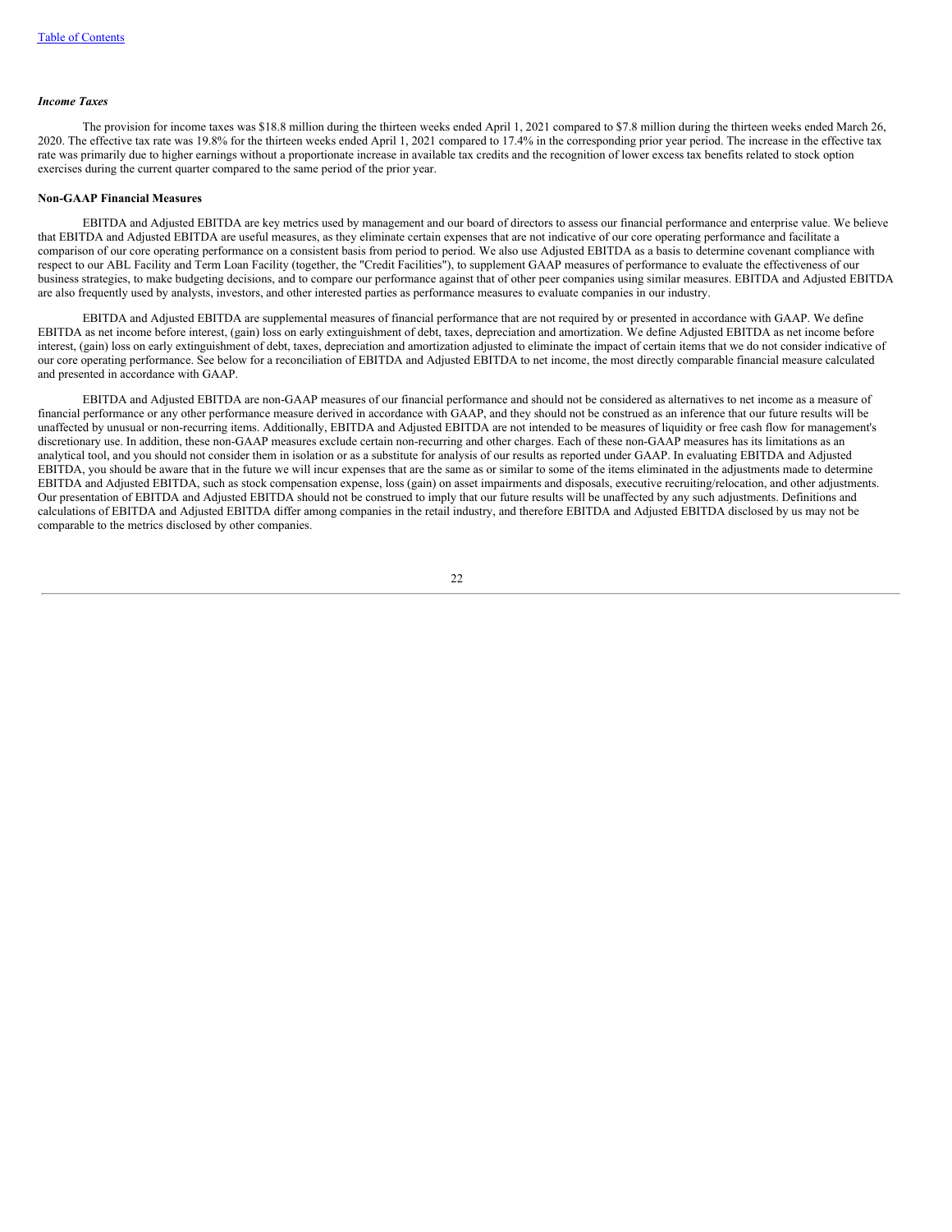### *Income Taxes*

The provision for income taxes was $18.8 million during the thirteen weeks ended April 1, 2021 compared to $7.8 million during the thirteen weeks ended March 26, 2020. The effective tax rate was 19.8% for the thirteen weeks ended April 1, 2021 compared to 17.4% in the corresponding prior year period. The increase in the effective tax rate was primarily due to higher earnings without a proportionate increase in available tax credits and the recognition of lower excess tax benefits related to stock option exercises during the current quarter compared to the same period of the prior year.

### Non-GAAP Financial Measures

EBITDA and Adjusted EBITDA are key metrics used by management and our board of directors to assess our financial performance and enterprise value. We believe that EBITDA and Adjusted EBITDA are useful measures, as they eliminate certain expenses that are not indicative of our core operating performance and facilitate a comparison of our core operating performance on a consistent basis from period to period. We also use Adjusted EBITDA as a basis to determine covenant compliance with respect to our ABL Facility and Term Loan Facility (together, the "Credit Facilities"), to supplement GAAP measures of performance to evaluate the effectiveness of our business strategies, to make budgeting decisions, and to compare our performance against that of other peer companies using similar measures. EBITDA and Adjusted EBITDA are also frequently used by analysts, investors, and other interested parties as performance measures to evaluate companies in our industry.

EBITDA and Adjusted EBITDA are supplemental measures of financial performance that are not required by or presented in accordance with GAAP. We define EBITDA as net income before interest, (gain) loss on early extinguishment of debt, taxes, depreciation and amortization. We define Adjusted EBITDA as net income before interest, (gain) loss on early extinguishment of debt, taxes, depreciation and amortization adjusted to eliminate the impact of certain items that we do not consider indicative of our core operating performance. See below for a reconciliation of EBITDA and Adjusted EBITDA to net income, the most directly comparable financial measure calculated and presented in accordance with GAAP.

EBITDA and Adjusted EBITDA are non-GAAP measures of our financial performance and should not be considered as alternatives to net income as a measure of financial performance or any other performance measure derived in accordance with GAAP, and they should not be construed as an inference that our future results will be unaffected by unusual or non-recurring items. Additionally, EBITDA and Adjusted EBITDA are not intended to be measures of liquidity or free cash flow for management's discretionary use. In addition, these non-GAAP measures exclude certain non-recurring and other charges. Each of these non-GAAP measures has its limitations as an analytical tool, and you should not consider them in isolation or as a substitute for analysis of our results as reported under GAAP. In evaluating EBITDA and Adjusted EBITDA, you should be aware that in the future we will incur expenses that are the same as or similar to some of the items eliminated in the adjustments made to determine EBITDA and Adjusted EBITDA, such as stock compensation expense, loss (gain) on asset impairments and disposals, executive recruiting/relocation, and other adjustments. Our presentation of EBITDA and Adjusted EBITDA should not be construed to imply that our future results will be unaffected by any such adjustments. Definitions and calculations of EBITDA and Adjusted EBITDA differ among companies in the retail industry, and therefore EBITDA and Adjusted EBITDA disclosed by us may not be comparable to the metrics disclosed by other companies.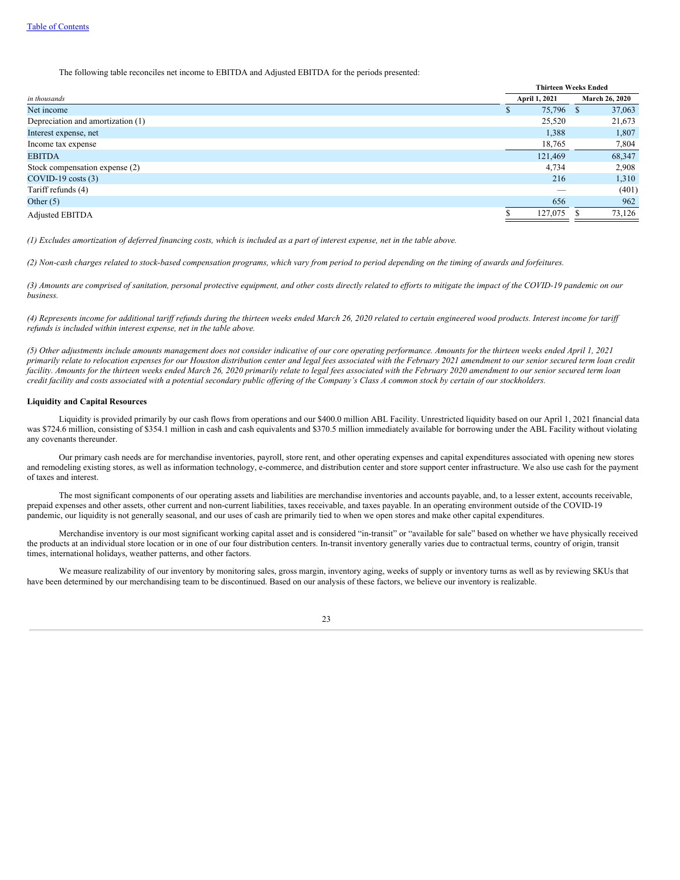[Table of Contents](#)

The following table reconciles net income to EBITDA and Adjusted EBITDA for the periods presented:

| *in thousands* | Thirteen Weeks Ended April 1, 2021 | Thirteen Weeks Ended March 26, 2020 |
|---|---|---|
| Net income | $ 75,796 | $ 37,063 |
| Depreciation and amortization (1) | 25,520 | 21,673 |
| Interest expense, net | 1,388 | 1,807 |
| Income tax expense | 18,765 | 7,804 |
| EBITDA | 121,469 | 68,347 |
| Stock compensation expense (2) | 4,734 | 2,908 |
| COVID-19 costs (3) | 216 | 1,310 |
| Tariff refunds (4) | — | (401) |
| Other (5) | 656 | 962 |
| Adjusted EBITDA | $ 127,075 | $ 73,126 |

*(1) Excludes amortization of deferred financing costs, which is included as a part of interest expense, net in the table above.*

*(2) Non-cash charges related to stock-based compensation programs, which vary from period to period depending on the timing of awards and forfeitures.*

*(3) Amounts are comprised of sanitation, personal protective equipment, and other costs directly related to efforts to mitigate the impact of the COVID-19 pandemic on our business.*

*(4) Represents income for additional tariff refunds during the thirteen weeks ended March 26, 2020 related to certain engineered wood products. Interest income for tariff refunds is included within interest expense, net in the table above.*

*(5) Other adjustments include amounts management does not consider indicative of our core operating performance. Amounts for the thirteen weeks ended April 1, 2021 primarily relate to relocation expenses for our Houston distribution center and legal fees associated with the February 2021 amendment to our senior secured term loan credit facility. Amounts for the thirteen weeks ended March 26, 2020 primarily relate to legal fees associated with the February 2020 amendment to our senior secured term loan credit facility and costs associated with a potential secondary public offering of the Company's Class A common stock by certain of our stockholders.*

**Liquidity and Capital Resources**

Liquidity is provided primarily by our cash flows from operations and our $400.0 million ABL Facility. Unrestricted liquidity based on our April 1, 2021 financial data was $724.6 million, consisting of $354.1 million in cash and cash equivalents and $370.5 million immediately available for borrowing under the ABL Facility without violating any covenants thereunder.

Our primary cash needs are for merchandise inventories, payroll, store rent, and other operating expenses and capital expenditures associated with opening new stores and remodeling existing stores, as well as information technology, e-commerce, and distribution center and store support center infrastructure. We also use cash for the payment of taxes and interest.

The most significant components of our operating assets and liabilities are merchandise inventories and accounts payable, and, to a lesser extent, accounts receivable, prepaid expenses and other assets, other current and non-current liabilities, taxes receivable, and taxes payable. In an operating environment outside of the COVID-19 pandemic, our liquidity is not generally seasonal, and our uses of cash are primarily tied to when we open stores and make other capital expenditures.

Merchandise inventory is our most significant working capital asset and is considered "in-transit" or "available for sale" based on whether we have physically received the products at an individual store location or in one of our four distribution centers. In-transit inventory generally varies due to contractual terms, country of origin, transit times, international holidays, weather patterns, and other factors.

We measure realizability of our inventory by monitoring sales, gross margin, inventory aging, weeks of supply or inventory turns as well as by reviewing SKUs that have been determined by our merchandising team to be discontinued. Based on our analysis of these factors, we believe our inventory is realizable.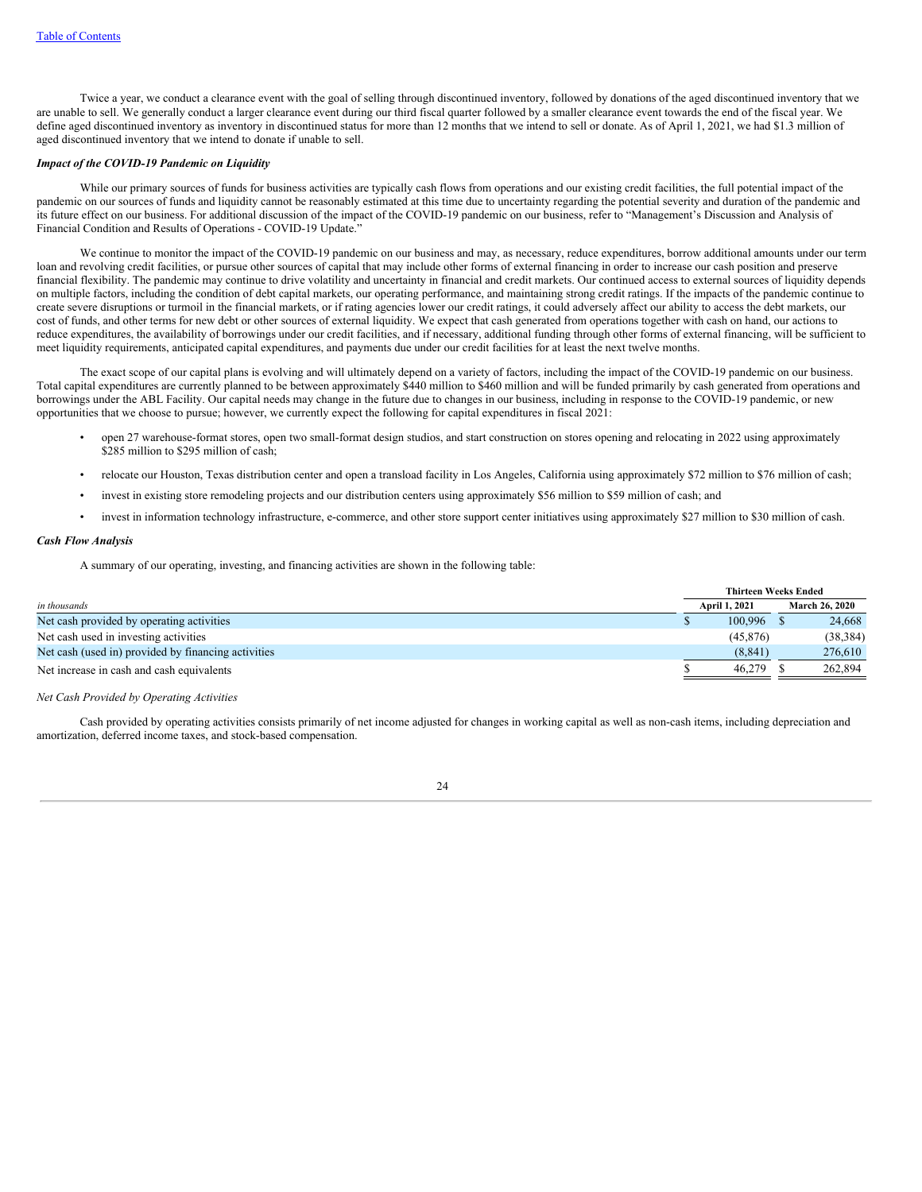Twice a year, we conduct a clearance event with the goal of selling through discontinued inventory, followed by donations of the aged discontinued inventory that we are unable to sell. We generally conduct a larger clearance event during our third fiscal quarter followed by a smaller clearance event towards the end of the fiscal year. We define aged discontinued inventory as inventory in discontinued status for more than 12 months that we intend to sell or donate. As of April 1, 2021, we had $1.3 million of aged discontinued inventory that we intend to donate if unable to sell.

***Impact of the COVID-19 Pandemic on Liquidity***

While our primary sources of funds for business activities are typically cash flows from operations and our existing credit facilities, the full potential impact of the pandemic on our sources of funds and liquidity cannot be reasonably estimated at this time due to uncertainty regarding the potential severity and duration of the pandemic and its future effect on our business. For additional discussion of the impact of the COVID-19 pandemic on our business, refer to "Management's Discussion and Analysis of Financial Condition and Results of Operations - COVID-19 Update."

We continue to monitor the impact of the COVID-19 pandemic on our business and may, as necessary, reduce expenditures, borrow additional amounts under our term loan and revolving credit facilities, or pursue other sources of capital that may include other forms of external financing in order to increase our cash position and preserve financial flexibility. The pandemic may continue to drive volatility and uncertainty in financial and credit markets. Our continued access to external sources of liquidity depends on multiple factors, including the condition of debt capital markets, our operating performance, and maintaining strong credit ratings. If the impacts of the pandemic continue to create severe disruptions or turmoil in the financial markets, or if rating agencies lower our credit ratings, it could adversely affect our ability to access the debt markets, our cost of funds, and other terms for new debt or other sources of external liquidity. We expect that cash generated from operations together with cash on hand, our actions to reduce expenditures, the availability of borrowings under our credit facilities, and if necessary, additional funding through other forms of external financing, will be sufficient to meet liquidity requirements, anticipated capital expenditures, and payments due under our credit facilities for at least the next twelve months.

The exact scope of our capital plans is evolving and will ultimately depend on a variety of factors, including the impact of the COVID-19 pandemic on our business. Total capital expenditures are currently planned to be between approximately $440 million to $460 million and will be funded primarily by cash generated from operations and borrowings under the ABL Facility. Our capital needs may change in the future due to changes in our business, including in response to the COVID-19 pandemic, or new opportunities that we choose to pursue; however, we currently expect the following for capital expenditures in fiscal 2021:

- open 27 warehouse-format stores, open two small-format design studios, and start construction on stores opening and relocating in 2022 using approximately $285 million to $295 million of cash;
- relocate our Houston, Texas distribution center and open a transload facility in Los Angeles, California using approximately $72 million to $76 million of cash;
- invest in existing store remodeling projects and our distribution centers using approximately $56 million to $59 million of cash; and
- invest in information technology infrastructure, e-commerce, and other store support center initiatives using approximately $27 million to $30 million of cash.

***Cash Flow Analysis***

A summary of our operating, investing, and financing activities are shown in the following table:

| | Thirteen Weeks Ended | |
|---|---|---|
| *in thousands* | April 1, 2021 | March 26, 2020 |
| Net cash provided by operating activities | $ 100,996 | $ 24,668 |
| Net cash used in investing activities | (45,876) | (38,384) |
| Net cash (used in) provided by financing activities | (8,841) | 276,610 |
| Net increase in cash and cash equivalents | $ 46,279 | $ 262,894 |

*Net Cash Provided by Operating Activities*

Cash provided by operating activities consists primarily of net income adjusted for changes in working capital as well as non-cash items, including depreciation and amortization, deferred income taxes, and stock-based compensation.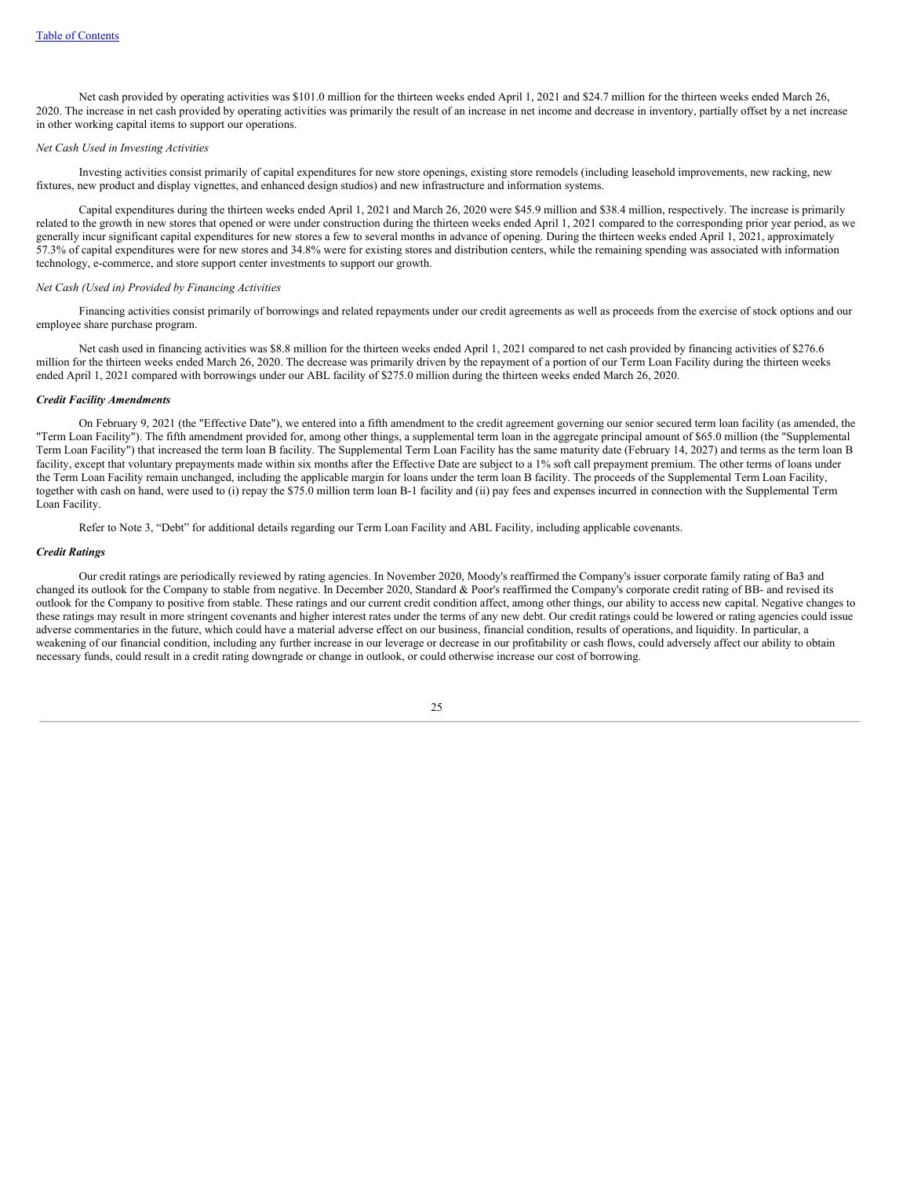Net cash provided by operating activities was $101.0 million for the thirteen weeks ended April 1, 2021 and $24.7 million for the thirteen weeks ended March 26, 2020. The increase in net cash provided by operating activities was primarily the result of an increase in net income and decrease in inventory, partially offset by a net increase in other working capital items to support our operations.

*Net Cash Used in Investing Activities*

Investing activities consist primarily of capital expenditures for new store openings, existing store remodels (including leasehold improvements, new racking, new fixtures, new product and display vignettes, and enhanced design studios) and new infrastructure and information systems.

Capital expenditures during the thirteen weeks ended April 1, 2021 and March 26, 2020 were $45.9 million and $38.4 million, respectively. The increase is primarily related to the growth in new stores that opened or were under construction during the thirteen weeks ended April 1, 2021 compared to the corresponding prior year period, as we generally incur significant capital expenditures for new stores a few to several months in advance of opening. During the thirteen weeks ended April 1, 2021, approximately 57.3% of capital expenditures were for new stores and 34.8% were for existing stores and distribution centers, while the remaining spending was associated with information technology, e-commerce, and store support center investments to support our growth.

*Net Cash (Used in) Provided by Financing Activities*

Financing activities consist primarily of borrowings and related repayments under our credit agreements as well as proceeds from the exercise of stock options and our employee share purchase program.

Net cash used in financing activities was $8.8 million for the thirteen weeks ended April 1, 2021 compared to net cash provided by financing activities of $276.6 million for the thirteen weeks ended March 26, 2020. The decrease was primarily driven by the repayment of a portion of our Term Loan Facility during the thirteen weeks ended April 1, 2021 compared with borrowings under our ABL facility of $275.0 million during the thirteen weeks ended March 26, 2020.

***Credit Facility Amendments***

On February 9, 2021 (the "Effective Date"), we entered into a fifth amendment to the credit agreement governing our senior secured term loan facility (as amended, the "Term Loan Facility"). The fifth amendment provided for, among other things, a supplemental term loan in the aggregate principal amount of $65.0 million (the "Supplemental Term Loan Facility") that increased the term loan B facility. The Supplemental Term Loan Facility has the same maturity date (February 14, 2027) and terms as the term loan B facility, except that voluntary prepayments made within six months after the Effective Date are subject to a 1% soft call prepayment premium. The other terms of loans under the Term Loan Facility remain unchanged, including the applicable margin for loans under the term loan B facility. The proceeds of the Supplemental Term Loan Facility, together with cash on hand, were used to (i) repay the $75.0 million term loan B-1 facility and (ii) pay fees and expenses incurred in connection with the Supplemental Term Loan Facility.

Refer to Note 3, "Debt" for additional details regarding our Term Loan Facility and ABL Facility, including applicable covenants.

***Credit Ratings***

Our credit ratings are periodically reviewed by rating agencies. In November 2020, Moody's reaffirmed the Company's issuer corporate family rating of Ba3 and changed its outlook for the Company to stable from negative. In December 2020, Standard & Poor's reaffirmed the Company's corporate credit rating of BB- and revised its outlook for the Company to positive from stable. These ratings and our current credit condition affect, among other things, our ability to access new capital. Negative changes to these ratings may result in more stringent covenants and higher interest rates under the terms of any new debt. Our credit ratings could be lowered or rating agencies could issue adverse commentaries in the future, which could have a material adverse effect on our business, financial condition, results of operations, and liquidity. In particular, a weakening of our financial condition, including any further increase in our leverage or decrease in our profitability or cash flows, could adversely affect our ability to obtain necessary funds, could result in a credit rating downgrade or change in outlook, or could otherwise increase our cost of borrowing.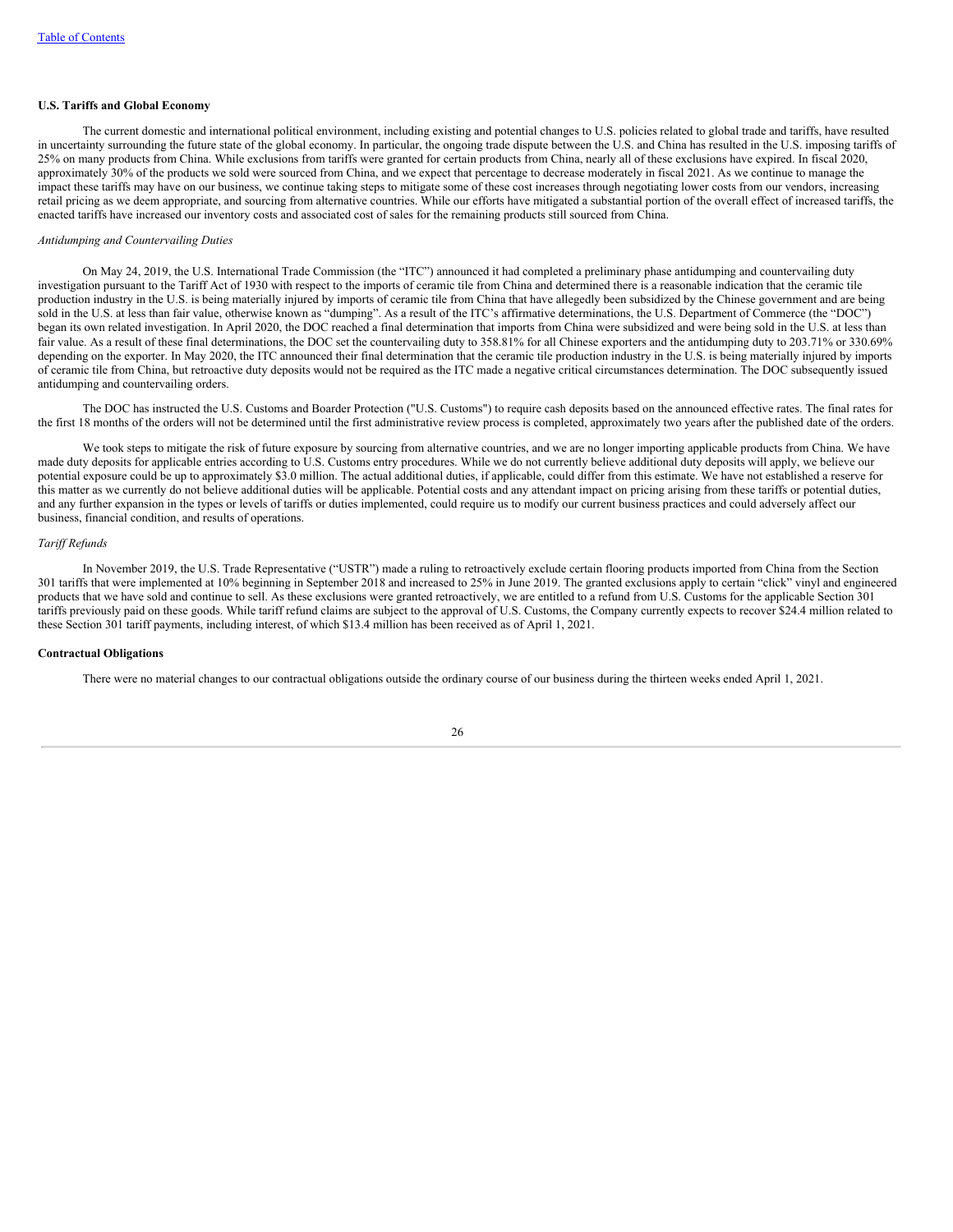**U.S. Tariffs and Global Economy**

The current domestic and international political environment, including existing and potential changes to U.S. policies related to global trade and tariffs, have resulted in uncertainty surrounding the future state of the global economy. In particular, the ongoing trade dispute between the U.S. and China has resulted in the U.S. imposing tariffs of 25% on many products from China. While exclusions from tariffs were granted for certain products from China, nearly all of these exclusions have expired. In fiscal 2020, approximately 30% of the products we sold were sourced from China, and we expect that percentage to decrease moderately in fiscal 2021. As we continue to manage the impact these tariffs may have on our business, we continue taking steps to mitigate some of these cost increases through negotiating lower costs from our vendors, increasing retail pricing as we deem appropriate, and sourcing from alternative countries. While our efforts have mitigated a substantial portion of the overall effect of increased tariffs, the enacted tariffs have increased our inventory costs and associated cost of sales for the remaining products still sourced from China.

*Antidumping and Countervailing Duties*

On May 24, 2019, the U.S. International Trade Commission (the "ITC") announced it had completed a preliminary phase antidumping and countervailing duty investigation pursuant to the Tariff Act of 1930 with respect to the imports of ceramic tile from China and determined there is a reasonable indication that the ceramic tile production industry in the U.S. is being materially injured by imports of ceramic tile from China that have allegedly been subsidized by the Chinese government and are being sold in the U.S. at less than fair value, otherwise known as "dumping". As a result of the ITC's affirmative determinations, the U.S. Department of Commerce (the "DOC") began its own related investigation. In April 2020, the DOC reached a final determination that imports from China were subsidized and were being sold in the U.S. at less than fair value. As a result of these final determinations, the DOC set the countervailing duty to 358.81% for all Chinese exporters and the antidumping duty to 203.71% or 330.69% depending on the exporter. In May 2020, the ITC announced their final determination that the ceramic tile production industry in the U.S. is being materially injured by imports of ceramic tile from China, but retroactive duty deposits would not be required as the ITC made a negative critical circumstances determination. The DOC subsequently issued antidumping and countervailing orders.

The DOC has instructed the U.S. Customs and Boarder Protection ("U.S. Customs") to require cash deposits based on the announced effective rates. The final rates for the first 18 months of the orders will not be determined until the first administrative review process is completed, approximately two years after the published date of the orders.

We took steps to mitigate the risk of future exposure by sourcing from alternative countries, and we are no longer importing applicable products from China. We have made duty deposits for applicable entries according to U.S. Customs entry procedures. While we do not currently believe additional duty deposits will apply, we believe our potential exposure could be up to approximately $3.0 million. The actual additional duties, if applicable, could differ from this estimate. We have not established a reserve for this matter as we currently do not believe additional duties will be applicable. Potential costs and any attendant impact on pricing arising from these tariffs or potential duties, and any further expansion in the types or levels of tariffs or duties implemented, could require us to modify our current business practices and could adversely affect our business, financial condition, and results of operations.

*Tariff Refunds*

In November 2019, the U.S. Trade Representative ("USTR") made a ruling to retroactively exclude certain flooring products imported from China from the Section 301 tariffs that were implemented at 10% beginning in September 2018 and increased to 25% in June 2019. The granted exclusions apply to certain "click" vinyl and engineered products that we have sold and continue to sell. As these exclusions were granted retroactively, we are entitled to a refund from U.S. Customs for the applicable Section 301 tariffs previously paid on these goods. While tariff refund claims are subject to the approval of U.S. Customs, the Company currently expects to recover $24.4 million related to these Section 301 tariff payments, including interest, of which $13.4 million has been received as of April 1, 2021.

**Contractual Obligations**

There were no material changes to our contractual obligations outside the ordinary course of our business during the thirteen weeks ended April 1, 2021.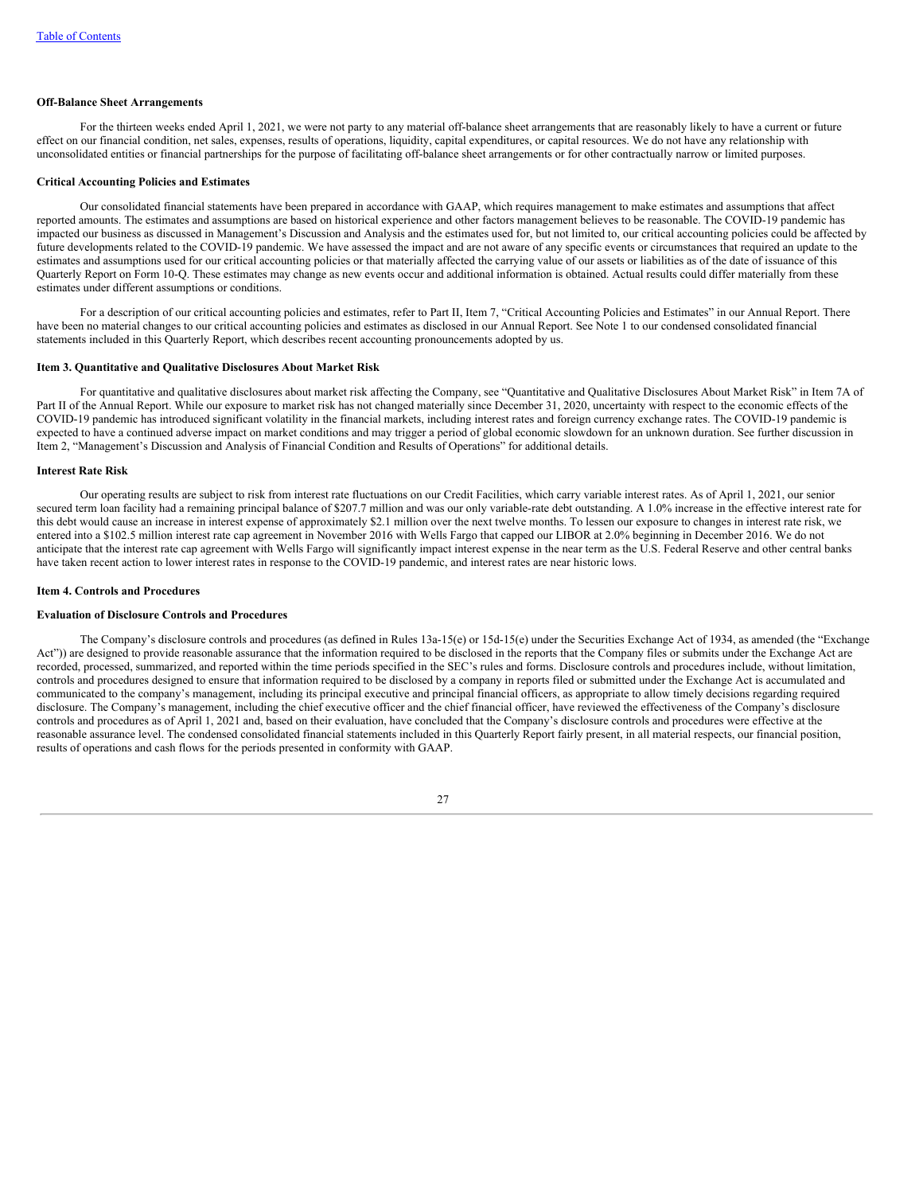**Off-Balance Sheet Arrangements**

For the thirteen weeks ended April 1, 2021, we were not party to any material off-balance sheet arrangements that are reasonably likely to have a current or future effect on our financial condition, net sales, expenses, results of operations, liquidity, capital expenditures, or capital resources. We do not have any relationship with unconsolidated entities or financial partnerships for the purpose of facilitating off-balance sheet arrangements or for other contractually narrow or limited purposes.

**Critical Accounting Policies and Estimates**

Our consolidated financial statements have been prepared in accordance with GAAP, which requires management to make estimates and assumptions that affect reported amounts. The estimates and assumptions are based on historical experience and other factors management believes to be reasonable. The COVID-19 pandemic has impacted our business as discussed in Management's Discussion and Analysis and the estimates used for, but not limited to, our critical accounting policies could be affected by future developments related to the COVID-19 pandemic. We have assessed the impact and are not aware of any specific events or circumstances that required an update to the estimates and assumptions used for our critical accounting policies or that materially affected the carrying value of our assets or liabilities as of the date of issuance of this Quarterly Report on Form 10-Q. These estimates may change as new events occur and additional information is obtained. Actual results could differ materially from these estimates under different assumptions or conditions.

For a description of our critical accounting policies and estimates, refer to Part II, Item 7, "Critical Accounting Policies and Estimates" in our Annual Report. There have been no material changes to our critical accounting policies and estimates as disclosed in our Annual Report. See Note 1 to our condensed consolidated financial statements included in this Quarterly Report, which describes recent accounting pronouncements adopted by us.

**Item 3. Quantitative and Qualitative Disclosures About Market Risk**

For quantitative and qualitative disclosures about market risk affecting the Company, see "Quantitative and Qualitative Disclosures About Market Risk" in Item 7A of Part II of the Annual Report. While our exposure to market risk has not changed materially since December 31, 2020, uncertainty with respect to the economic effects of the COVID-19 pandemic has introduced significant volatility in the financial markets, including interest rates and foreign currency exchange rates. The COVID-19 pandemic is expected to have a continued adverse impact on market conditions and may trigger a period of global economic slowdown for an unknown duration. See further discussion in Item 2, "Management's Discussion and Analysis of Financial Condition and Results of Operations" for additional details.

**Interest Rate Risk**

Our operating results are subject to risk from interest rate fluctuations on our Credit Facilities, which carry variable interest rates. As of April 1, 2021, our senior secured term loan facility had a remaining principal balance of $207.7 million and was our only variable-rate debt outstanding. A 1.0% increase in the effective interest rate for this debt would cause an increase in interest expense of approximately $2.1 million over the next twelve months. To lessen our exposure to changes in interest rate risk, we entered into a $102.5 million interest rate cap agreement in November 2016 with Wells Fargo that capped our LIBOR at 2.0% beginning in December 2016. We do not anticipate that the interest rate cap agreement with Wells Fargo will significantly impact interest expense in the near term as the U.S. Federal Reserve and other central banks have taken recent action to lower interest rates in response to the COVID-19 pandemic, and interest rates are near historic lows.

**Item 4. Controls and Procedures**

**Evaluation of Disclosure Controls and Procedures**

The Company's disclosure controls and procedures (as defined in Rules 13a-15(e) or 15d-15(e) under the Securities Exchange Act of 1934, as amended (the "Exchange Act")) are designed to provide reasonable assurance that the information required to be disclosed in the reports that the Company files or submits under the Exchange Act are recorded, processed, summarized, and reported within the time periods specified in the SEC's rules and forms. Disclosure controls and procedures include, without limitation, controls and procedures designed to ensure that information required to be disclosed by a company in reports filed or submitted under the Exchange Act is accumulated and communicated to the company's management, including its principal executive and principal financial officers, as appropriate to allow timely decisions regarding required disclosure. The Company's management, including the chief executive officer and the chief financial officer, have reviewed the effectiveness of the Company's disclosure controls and procedures as of April 1, 2021 and, based on their evaluation, have concluded that the Company's disclosure controls and procedures were effective at the reasonable assurance level. The condensed consolidated financial statements included in this Quarterly Report fairly present, in all material respects, our financial position, results of operations and cash flows for the periods presented in conformity with GAAP.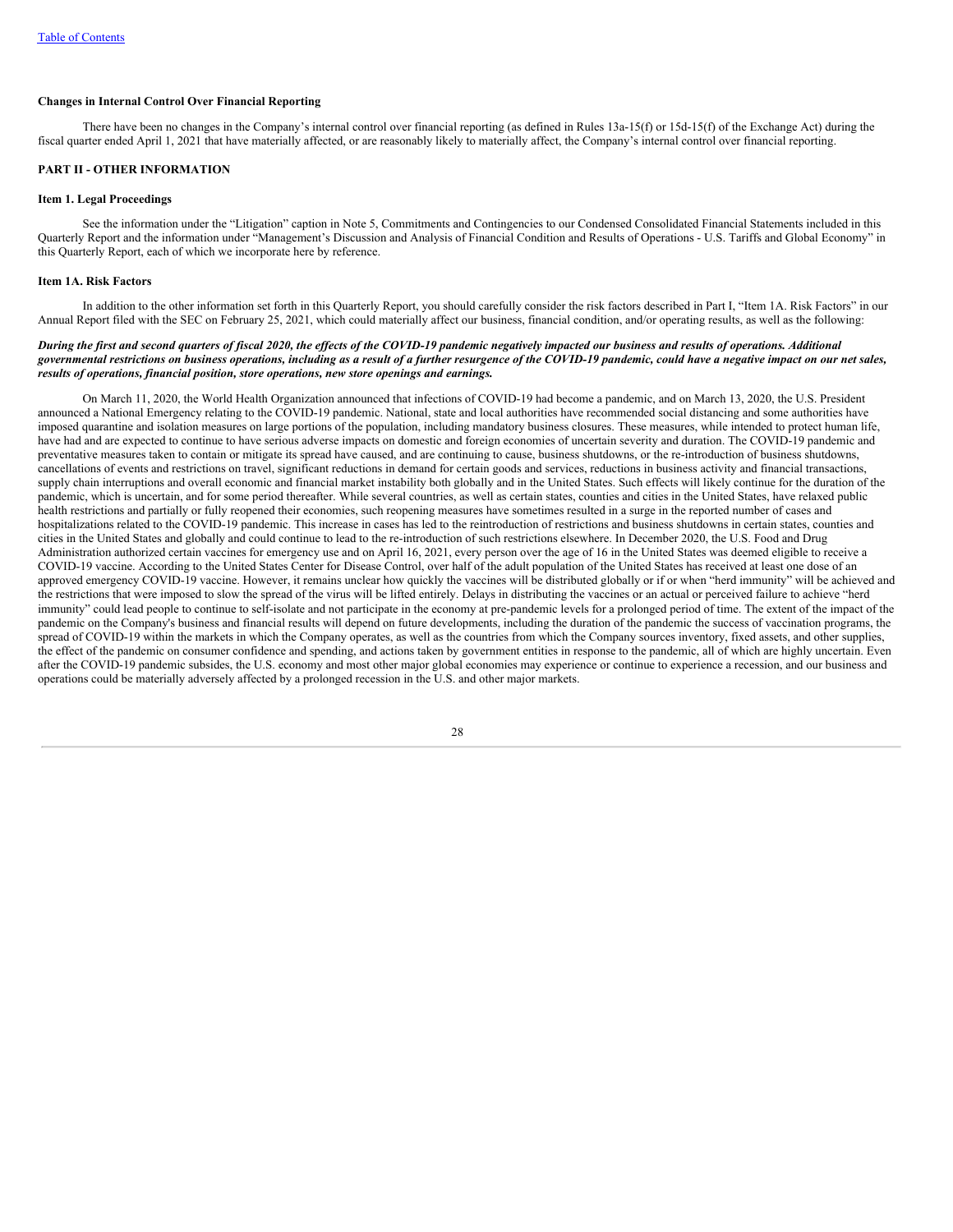**Changes in Internal Control Over Financial Reporting**

There have been no changes in the Company's internal control over financial reporting (as defined in Rules 13a-15(f) or 15d-15(f) of the Exchange Act) during the fiscal quarter ended April 1, 2021 that have materially affected, or are reasonably likely to materially affect, the Company's internal control over financial reporting.

## PART II - OTHER INFORMATION

### Item 1. Legal Proceedings

See the information under the "Litigation" caption in Note 5, Commitments and Contingencies to our Condensed Consolidated Financial Statements included in this Quarterly Report and the information under "Management's Discussion and Analysis of Financial Condition and Results of Operations - U.S. Tariffs and Global Economy" in this Quarterly Report, each of which we incorporate here by reference.

### Item 1A. Risk Factors

In addition to the other information set forth in this Quarterly Report, you should carefully consider the risk factors described in Part I, "Item 1A. Risk Factors" in our Annual Report filed with the SEC on February 25, 2021, which could materially affect our business, financial condition, and/or operating results, as well as the following:

***During the first and second quarters of fiscal 2020, the effects of the COVID-19 pandemic negatively impacted our business and results of operations. Additional governmental restrictions on business operations, including as a result of a further resurgence of the COVID-19 pandemic, could have a negative impact on our net sales, results of operations, financial position, store operations, new store openings and earnings.***

On March 11, 2020, the World Health Organization announced that infections of COVID-19 had become a pandemic, and on March 13, 2020, the U.S. President announced a National Emergency relating to the COVID-19 pandemic. National, state and local authorities have recommended social distancing and some authorities have imposed quarantine and isolation measures on large portions of the population, including mandatory business closures. These measures, while intended to protect human life, have had and are expected to continue to have serious adverse impacts on domestic and foreign economies of uncertain severity and duration. The COVID-19 pandemic and preventative measures taken to contain or mitigate its spread have caused, and are continuing to cause, business shutdowns, or the re-introduction of business shutdowns, cancellations of events and restrictions on travel, significant reductions in demand for certain goods and services, reductions in business activity and financial transactions, supply chain interruptions and overall economic and financial market instability both globally and in the United States. Such effects will likely continue for the duration of the pandemic, which is uncertain, and for some period thereafter. While several countries, as well as certain states, counties and cities in the United States, have relaxed public health restrictions and partially or fully reopened their economies, such reopening measures have sometimes resulted in a surge in the reported number of cases and hospitalizations related to the COVID-19 pandemic. This increase in cases has led to the reintroduction of restrictions and business shutdowns in certain states, counties and cities in the United States and globally and could continue to lead to the re-introduction of such restrictions elsewhere. In December 2020, the U.S. Food and Drug Administration authorized certain vaccines for emergency use and on April 16, 2021, every person over the age of 16 in the United States was deemed eligible to receive a COVID-19 vaccine. According to the United States Center for Disease Control, over half of the adult population of the United States has received at least one dose of an approved emergency COVID-19 vaccine. However, it remains unclear how quickly the vaccines will be distributed globally or if or when "herd immunity" will be achieved and the restrictions that were imposed to slow the spread of the virus will be lifted entirely. Delays in distributing the vaccines or an actual or perceived failure to achieve "herd immunity" could lead people to continue to self-isolate and not participate in the economy at pre-pandemic levels for a prolonged period of time. The extent of the impact of the pandemic on the Company's business and financial results will depend on future developments, including the duration of the pandemic the success of vaccination programs, the spread of COVID-19 within the markets in which the Company operates, as well as the countries from which the Company sources inventory, fixed assets, and other supplies, the effect of the pandemic on consumer confidence and spending, and actions taken by government entities in response to the pandemic, all of which are highly uncertain. Even after the COVID-19 pandemic subsides, the U.S. economy and most other major global economies may experience or continue to experience a recession, and our business and operations could be materially adversely affected by a prolonged recession in the U.S. and other major markets.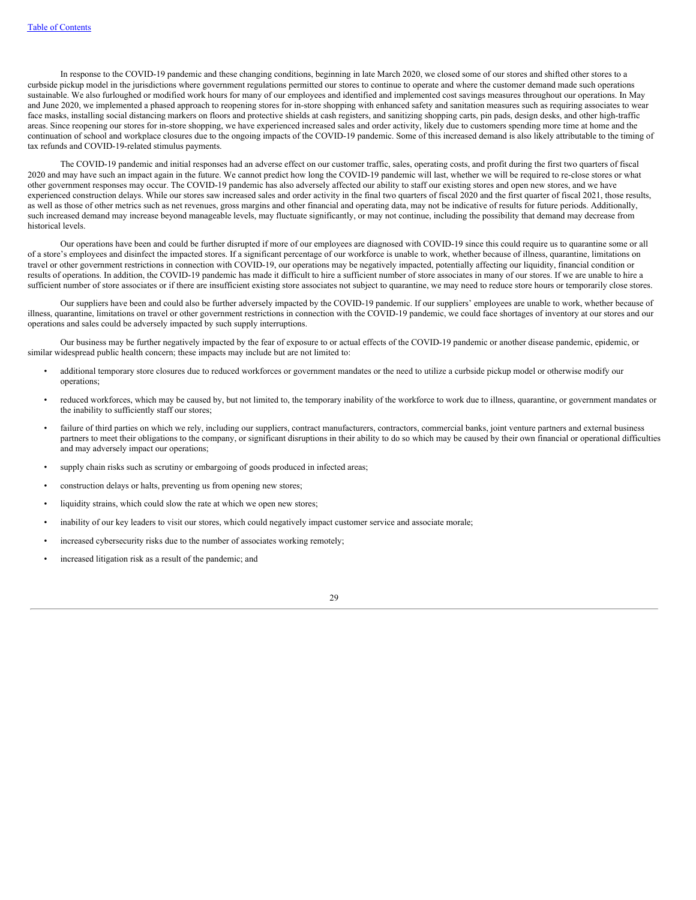In response to the COVID-19 pandemic and these changing conditions, beginning in late March 2020, we closed some of our stores and shifted other stores to a curbside pickup model in the jurisdictions where government regulations permitted our stores to continue to operate and where the customer demand made such operations sustainable. We also furloughed or modified work hours for many of our employees and identified and implemented cost savings measures throughout our operations. In May and June 2020, we implemented a phased approach to reopening stores for in-store shopping with enhanced safety and sanitation measures such as requiring associates to wear face masks, installing social distancing markers on floors and protective shields at cash registers, and sanitizing shopping carts, pin pads, design desks, and other high-traffic areas. Since reopening our stores for in-store shopping, we have experienced increased sales and order activity, likely due to customers spending more time at home and the continuation of school and workplace closures due to the ongoing impacts of the COVID-19 pandemic. Some of this increased demand is also likely attributable to the timing of tax refunds and COVID-19-related stimulus payments.

The COVID-19 pandemic and initial responses had an adverse effect on our customer traffic, sales, operating costs, and profit during the first two quarters of fiscal 2020 and may have such an impact again in the future. We cannot predict how long the COVID-19 pandemic will last, whether we will be required to re-close stores or what other government responses may occur. The COVID-19 pandemic has also adversely affected our ability to staff our existing stores and open new stores, and we have experienced construction delays. While our stores saw increased sales and order activity in the final two quarters of fiscal 2020 and the first quarter of fiscal 2021, those results, as well as those of other metrics such as net revenues, gross margins and other financial and operating data, may not be indicative of results for future periods. Additionally, such increased demand may increase beyond manageable levels, may fluctuate significantly, or may not continue, including the possibility that demand may decrease from historical levels.

Our operations have been and could be further disrupted if more of our employees are diagnosed with COVID-19 since this could require us to quarantine some or all of a store's employees and disinfect the impacted stores. If a significant percentage of our workforce is unable to work, whether because of illness, quarantine, limitations on travel or other government restrictions in connection with COVID-19, our operations may be negatively impacted, potentially affecting our liquidity, financial condition or results of operations. In addition, the COVID-19 pandemic has made it difficult to hire a sufficient number of store associates in many of our stores. If we are unable to hire a sufficient number of store associates or if there are insufficient existing store associates not subject to quarantine, we may need to reduce store hours or temporarily close stores.

Our suppliers have been and could also be further adversely impacted by the COVID-19 pandemic. If our suppliers' employees are unable to work, whether because of illness, quarantine, limitations on travel or other government restrictions in connection with the COVID-19 pandemic, we could face shortages of inventory at our stores and our operations and sales could be adversely impacted by such supply interruptions.

Our business may be further negatively impacted by the fear of exposure to or actual effects of the COVID-19 pandemic or another disease pandemic, epidemic, or similar widespread public health concern; these impacts may include but are not limited to:

- additional temporary store closures due to reduced workforces or government mandates or the need to utilize a curbside pickup model or otherwise modify our operations;
- reduced workforces, which may be caused by, but not limited to, the temporary inability of the workforce to work due to illness, quarantine, or government mandates or the inability to sufficiently staff our stores;
- failure of third parties on which we rely, including our suppliers, contract manufacturers, contractors, commercial banks, joint venture partners and external business partners to meet their obligations to the company, or significant disruptions in their ability to do so which may be caused by their own financial or operational difficulties and may adversely impact our operations;
- supply chain risks such as scrutiny or embargoing of goods produced in infected areas;
- construction delays or halts, preventing us from opening new stores;
- liquidity strains, which could slow the rate at which we open new stores;
- inability of our key leaders to visit our stores, which could negatively impact customer service and associate morale;
- increased cybersecurity risks due to the number of associates working remotely;
- increased litigation risk as a result of the pandemic; and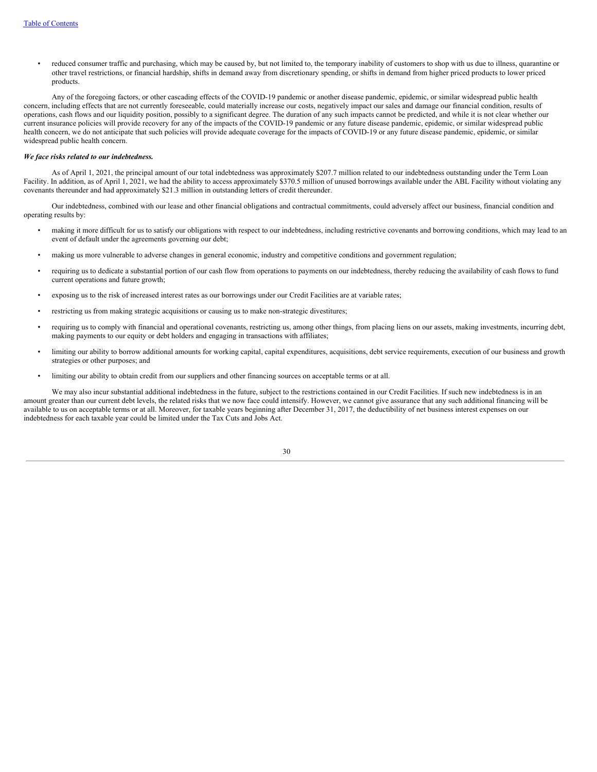- reduced consumer traffic and purchasing, which may be caused by, but not limited to, the temporary inability of customers to shop with us due to illness, quarantine or other travel restrictions, or financial hardship, shifts in demand away from discretionary spending, or shifts in demand from higher priced products to lower priced products.

Any of the foregoing factors, or other cascading effects of the COVID-19 pandemic or another disease pandemic, epidemic, or similar widespread public health concern, including effects that are not currently foreseeable, could materially increase our costs, negatively impact our sales and damage our financial condition, results of operations, cash flows and our liquidity position, possibly to a significant degree. The duration of any such impacts cannot be predicted, and while it is not clear whether our current insurance policies will provide recovery for any of the impacts of the COVID-19 pandemic or any future disease pandemic, epidemic, or similar widespread public health concern, we do not anticipate that such policies will provide adequate coverage for the impacts of COVID-19 or any future disease pandemic, epidemic, or similar widespread public health concern.

***We face risks related to our indebtedness.***

As of April 1, 2021, the principal amount of our total indebtedness was approximately $207.7 million related to our indebtedness outstanding under the Term Loan Facility. In addition, as of April 1, 2021, we had the ability to access approximately $370.5 million of unused borrowings available under the ABL Facility without violating any covenants thereunder and had approximately $21.3 million in outstanding letters of credit thereunder.

Our indebtedness, combined with our lease and other financial obligations and contractual commitments, could adversely affect our business, financial condition and operating results by:

- making it more difficult for us to satisfy our obligations with respect to our indebtedness, including restrictive covenants and borrowing conditions, which may lead to an event of default under the agreements governing our debt;
- making us more vulnerable to adverse changes in general economic, industry and competitive conditions and government regulation;
- requiring us to dedicate a substantial portion of our cash flow from operations to payments on our indebtedness, thereby reducing the availability of cash flows to fund current operations and future growth;
- exposing us to the risk of increased interest rates as our borrowings under our Credit Facilities are at variable rates;
- restricting us from making strategic acquisitions or causing us to make non-strategic divestitures;
- requiring us to comply with financial and operational covenants, restricting us, among other things, from placing liens on our assets, making investments, incurring debt, making payments to our equity or debt holders and engaging in transactions with affiliates;
- limiting our ability to borrow additional amounts for working capital, capital expenditures, acquisitions, debt service requirements, execution of our business and growth strategies or other purposes; and
- limiting our ability to obtain credit from our suppliers and other financing sources on acceptable terms or at all.

We may also incur substantial additional indebtedness in the future, subject to the restrictions contained in our Credit Facilities. If such new indebtedness is in an amount greater than our current debt levels, the related risks that we now face could intensify. However, we cannot give assurance that any such additional financing will be available to us on acceptable terms or at all. Moreover, for taxable years beginning after December 31, 2017, the deductibility of net business interest expenses on our indebtedness for each taxable year could be limited under the Tax Cuts and Jobs Act.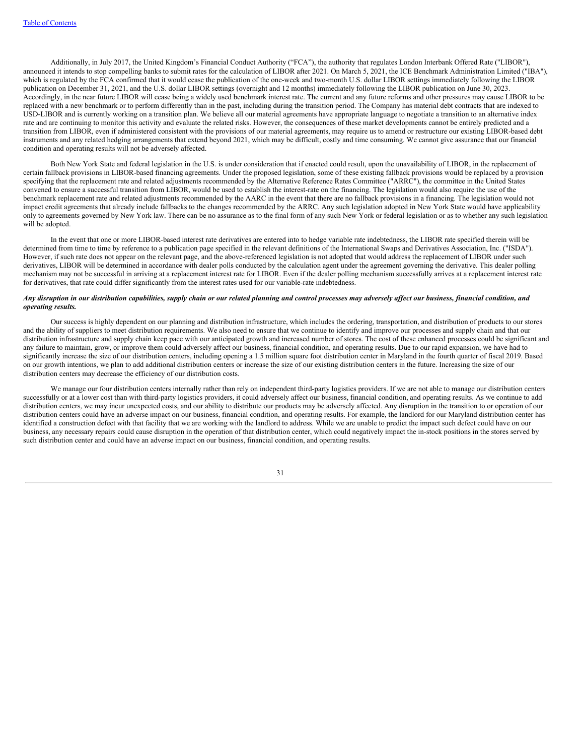Additionally, in July 2017, the United Kingdom's Financial Conduct Authority ("FCA"), the authority that regulates London Interbank Offered Rate ("LIBOR"), announced it intends to stop compelling banks to submit rates for the calculation of LIBOR after 2021. On March 5, 2021, the ICE Benchmark Administration Limited ("IBA"), which is regulated by the FCA confirmed that it would cease the publication of the one-week and two-month U.S. dollar LIBOR settings immediately following the LIBOR publication on December 31, 2021, and the U.S. dollar LIBOR settings (overnight and 12 months) immediately following the LIBOR publication on June 30, 2023. Accordingly, in the near future LIBOR will cease being a widely used benchmark interest rate. The current and any future reforms and other pressures may cause LIBOR to be replaced with a new benchmark or to perform differently than in the past, including during the transition period. The Company has material debt contracts that are indexed to USD-LIBOR and is currently working on a transition plan. We believe all our material agreements have appropriate language to negotiate a transition to an alternative index rate and are continuing to monitor this activity and evaluate the related risks. However, the consequences of these market developments cannot be entirely predicted and a transition from LIBOR, even if administered consistent with the provisions of our material agreements, may require us to amend or restructure our existing LIBOR-based debt instruments and any related hedging arrangements that extend beyond 2021, which may be difficult, costly and time consuming. We cannot give assurance that our financial condition and operating results will not be adversely affected.

Both New York State and federal legislation in the U.S. is under consideration that if enacted could result, upon the unavailability of LIBOR, in the replacement of certain fallback provisions in LIBOR-based financing agreements. Under the proposed legislation, some of these existing fallback provisions would be replaced by a provision specifying that the replacement rate and related adjustments recommended by the Alternative Reference Rates Committee ("ARRC"), the committee in the United States convened to ensure a successful transition from LIBOR, would be used to establish the interest-rate on the financing. The legislation would also require the use of the benchmark replacement rate and related adjustments recommended by the AARC in the event that there are no fallback provisions in a financing. The legislation would not impact credit agreements that already include fallbacks to the changes recommended by the ARRC. Any such legislation adopted in New York State would have applicability only to agreements governed by New York law. There can be no assurance as to the final form of any such New York or federal legislation or as to whether any such legislation will be adopted.

In the event that one or more LIBOR-based interest rate derivatives are entered into to hedge variable rate indebtedness, the LIBOR rate specified therein will be determined from time to time by reference to a publication page specified in the relevant definitions of the International Swaps and Derivatives Association, Inc. ("ISDA"). However, if such rate does not appear on the relevant page, and the above-referenced legislation is not adopted that would address the replacement of LIBOR under such derivatives, LIBOR will be determined in accordance with dealer polls conducted by the calculation agent under the agreement governing the derivative. This dealer polling mechanism may not be successful in arriving at a replacement interest rate for LIBOR. Even if the dealer polling mechanism successfully arrives at a replacement interest rate for derivatives, that rate could differ significantly from the interest rates used for our variable-rate indebtedness.

***Any disruption in our distribution capabilities, supply chain or our related planning and control processes may adversely affect our business, financial condition, and operating results.***

Our success is highly dependent on our planning and distribution infrastructure, which includes the ordering, transportation, and distribution of products to our stores and the ability of suppliers to meet distribution requirements. We also need to ensure that we continue to identify and improve our processes and supply chain and that our distribution infrastructure and supply chain keep pace with our anticipated growth and increased number of stores. The cost of these enhanced processes could be significant and any failure to maintain, grow, or improve them could adversely affect our business, financial condition, and operating results. Due to our rapid expansion, we have had to significantly increase the size of our distribution centers, including opening a 1.5 million square foot distribution center in Maryland in the fourth quarter of fiscal 2019. Based on our growth intentions, we plan to add additional distribution centers or increase the size of our existing distribution centers in the future. Increasing the size of our distribution centers may decrease the efficiency of our distribution costs.

We manage our four distribution centers internally rather than rely on independent third-party logistics providers. If we are not able to manage our distribution centers successfully or at a lower cost than with third-party logistics providers, it could adversely affect our business, financial condition, and operating results. As we continue to add distribution centers, we may incur unexpected costs, and our ability to distribute our products may be adversely affected. Any disruption in the transition to or operation of our distribution centers could have an adverse impact on our business, financial condition, and operating results. For example, the landlord for our Maryland distribution center has identified a construction defect with that facility that we are working with the landlord to address. While we are unable to predict the impact such defect could have on our business, any necessary repairs could cause disruption in the operation of that distribution center, which could negatively impact the in-stock positions in the stores served by such distribution center and could have an adverse impact on our business, financial condition, and operating results.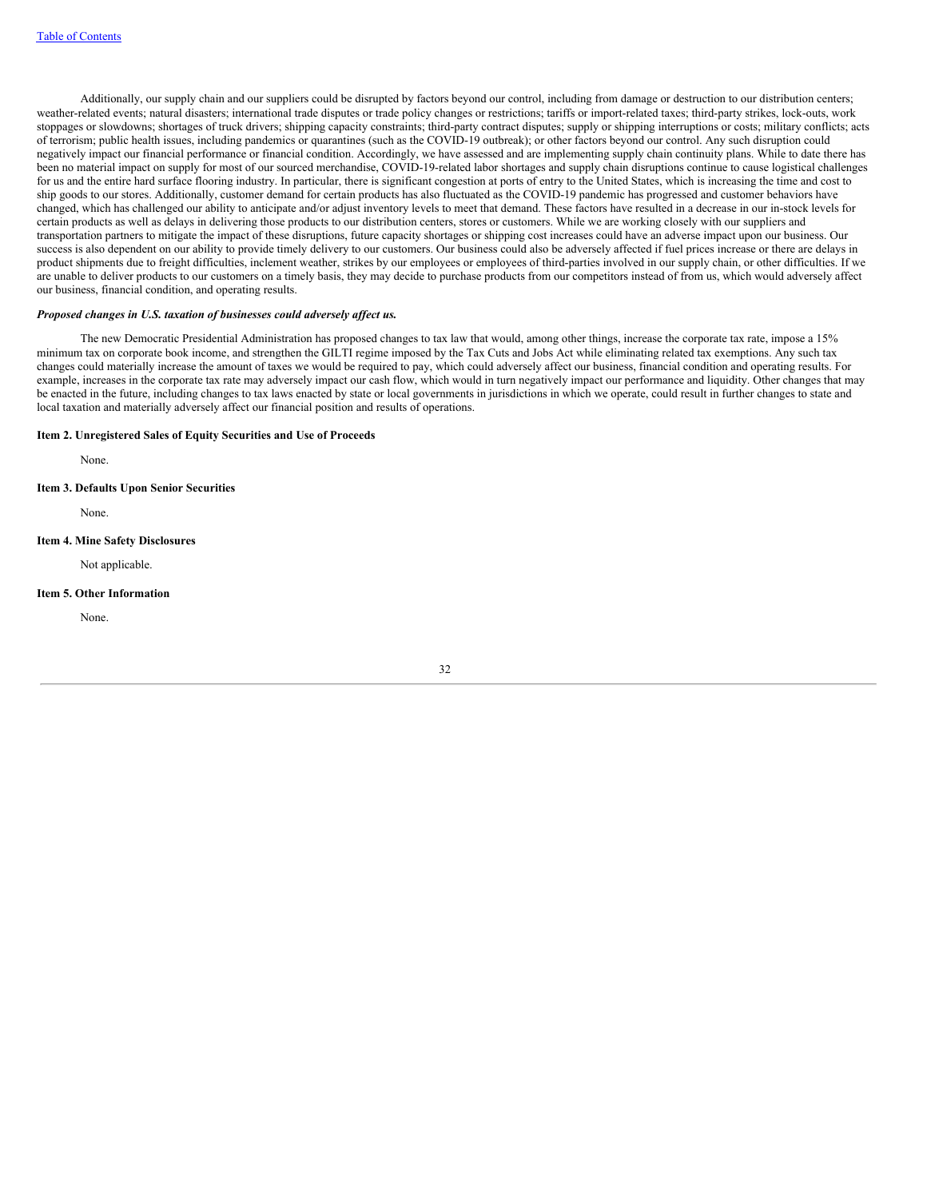Additionally, our supply chain and our suppliers could be disrupted by factors beyond our control, including from damage or destruction to our distribution centers; weather-related events; natural disasters; international trade disputes or trade policy changes or restrictions; tariffs or import-related taxes; third-party strikes, lock-outs, work stoppages or slowdowns; shortages of truck drivers; shipping capacity constraints; third-party contract disputes; supply or shipping interruptions or costs; military conflicts; acts of terrorism; public health issues, including pandemics or quarantines (such as the COVID-19 outbreak); or other factors beyond our control. Any such disruption could negatively impact our financial performance or financial condition. Accordingly, we have assessed and are implementing supply chain continuity plans. While to date there has been no material impact on supply for most of our sourced merchandise, COVID-19-related labor shortages and supply chain disruptions continue to cause logistical challenges for us and the entire hard surface flooring industry. In particular, there is significant congestion at ports of entry to the United States, which is increasing the time and cost to ship goods to our stores. Additionally, customer demand for certain products has also fluctuated as the COVID-19 pandemic has progressed and customer behaviors have changed, which has challenged our ability to anticipate and/or adjust inventory levels to meet that demand. These factors have resulted in a decrease in our in-stock levels for certain products as well as delays in delivering those products to our distribution centers, stores or customers. While we are working closely with our suppliers and transportation partners to mitigate the impact of these disruptions, future capacity shortages or shipping cost increases could have an adverse impact upon our business. Our success is also dependent on our ability to provide timely delivery to our customers. Our business could also be adversely affected if fuel prices increase or there are delays in product shipments due to freight difficulties, inclement weather, strikes by our employees or employees of third-parties involved in our supply chain, or other difficulties. If we are unable to deliver products to our customers on a timely basis, they may decide to purchase products from our competitors instead of from us, which would adversely affect our business, financial condition, and operating results.

***Proposed changes in U.S. taxation of businesses could adversely affect us.***

The new Democratic Presidential Administration has proposed changes to tax law that would, among other things, increase the corporate tax rate, impose a 15% minimum tax on corporate book income, and strengthen the GILTI regime imposed by the Tax Cuts and Jobs Act while eliminating related tax exemptions. Any such tax changes could materially increase the amount of taxes we would be required to pay, which could adversely affect our business, financial condition and operating results. For example, increases in the corporate tax rate may adversely impact our cash flow, which would in turn negatively impact our performance and liquidity. Other changes that may be enacted in the future, including changes to tax laws enacted by state or local governments in jurisdictions in which we operate, could result in further changes to state and local taxation and materially adversely affect our financial position and results of operations.

**Item 2. Unregistered Sales of Equity Securities and Use of Proceeds**

None.

**Item 3. Defaults Upon Senior Securities**

None.

**Item 4. Mine Safety Disclosures**

Not applicable.

**Item 5. Other Information**

None.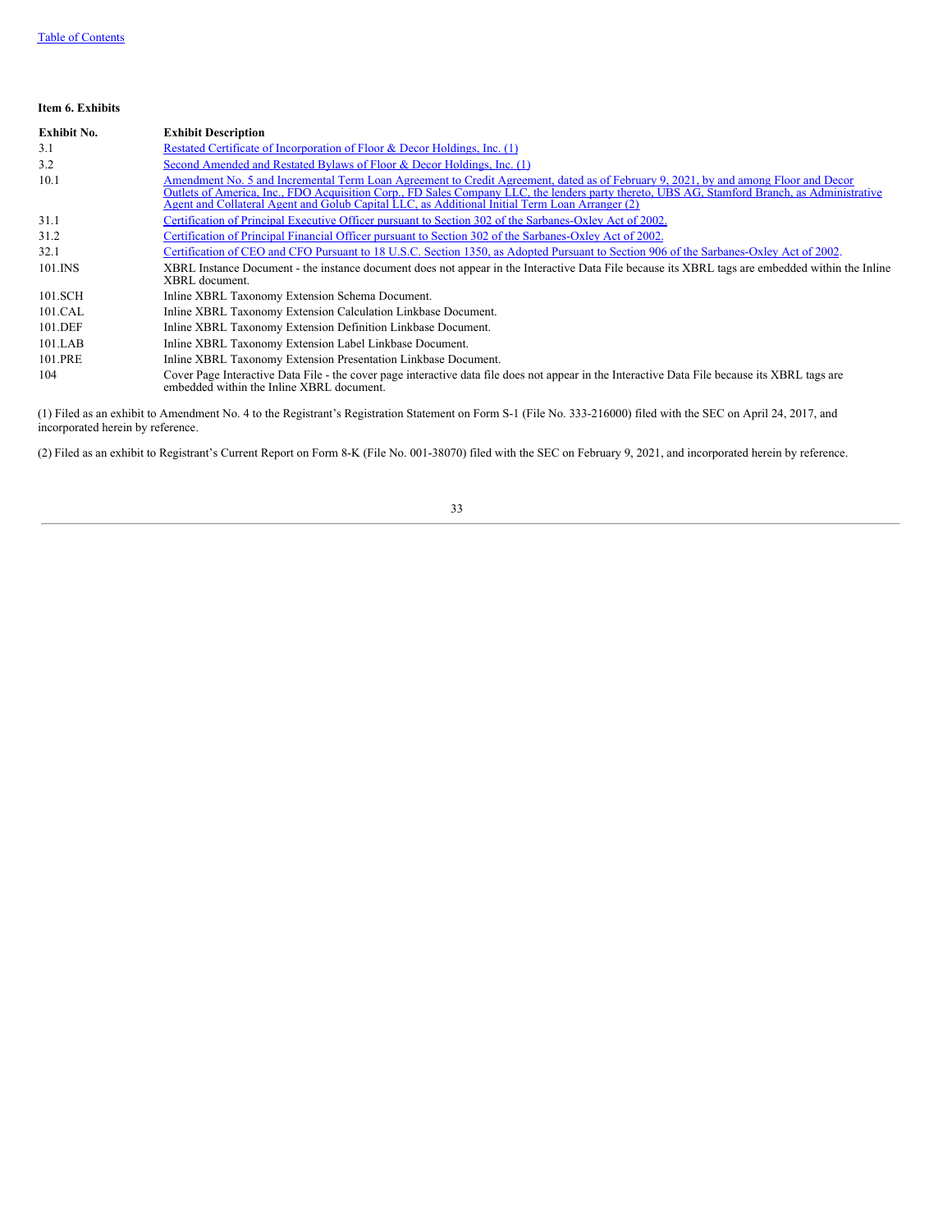**Item 6. Exhibits**

| Exhibit No. | Exhibit Description |
| --- | --- |
| 3.1 | Restated Certificate of Incorporation of Floor & Decor Holdings, Inc. (1) |
| 3.2 | Second Amended and Restated Bylaws of Floor & Decor Holdings, Inc. (1) |
| 10.1 | Amendment No. 5 and Incremental Term Loan Agreement to Credit Agreement, dated as of February 9, 2021, by and among Floor and Decor Outlets of America, Inc., FDO Acquisition Corp., FD Sales Company LLC, the lenders party thereto, UBS AG, Stamford Branch, as Administrative Agent and Collateral Agent and Golub Capital LLC, as Additional Initial Term Loan Arranger (2) |
| 31.1 | Certification of Principal Executive Officer pursuant to Section 302 of the Sarbanes-Oxley Act of 2002. |
| 31.2 | Certification of Principal Financial Officer pursuant to Section 302 of the Sarbanes-Oxley Act of 2002. |
| 32.1 | Certification of CEO and CFO Pursuant to 18 U.S.C. Section 1350, as Adopted Pursuant to Section 906 of the Sarbanes-Oxley Act of 2002. |
| 101.INS | XBRL Instance Document - the instance document does not appear in the Interactive Data File because its XBRL tags are embedded within the Inline XBRL document. |
| 101.SCH | Inline XBRL Taxonomy Extension Schema Document. |
| 101.CAL | Inline XBRL Taxonomy Extension Calculation Linkbase Document. |
| 101.DEF | Inline XBRL Taxonomy Extension Definition Linkbase Document. |
| 101.LAB | Inline XBRL Taxonomy Extension Label Linkbase Document. |
| 101.PRE | Inline XBRL Taxonomy Extension Presentation Linkbase Document. |
| 104 | Cover Page Interactive Data File - the cover page interactive data file does not appear in the Interactive Data File because its XBRL tags are embedded within the Inline XBRL document. |

(1) Filed as an exhibit to Amendment No. 4 to the Registrant's Registration Statement on Form S-1 (File No. 333-216000) filed with the SEC on April 24, 2017, and incorporated herein by reference.

(2) Filed as an exhibit to Registrant's Current Report on Form 8-K (File No. 001-38070) filed with the SEC on February 9, 2021, and incorporated herein by reference.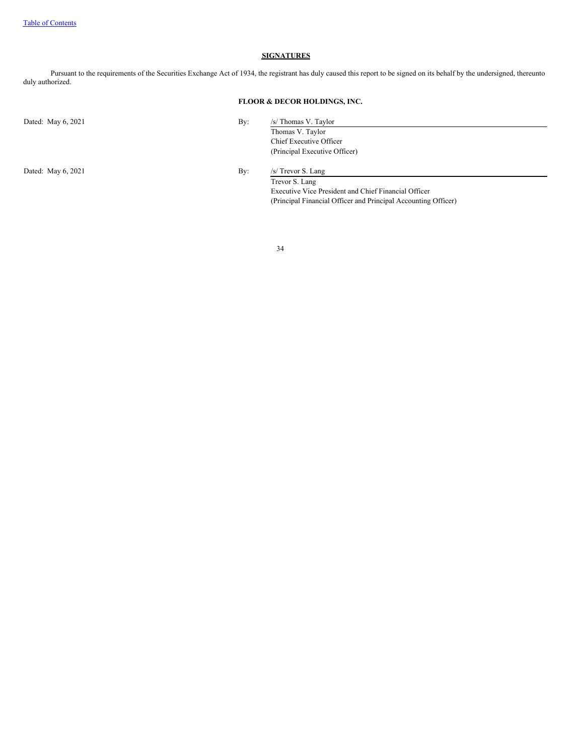## SIGNATURES

Pursuant to the requirements of the Securities Exchange Act of 1934, the registrant has duly caused this report to be signed on its behalf by the undersigned, thereunto duly authorized.

**FLOOR & DECOR HOLDINGS, INC.**

| | | |
|---|---|---|
| Dated: May 6, 2021 | By: | /s/ Thomas V. Taylor |
| | | Thomas V. Taylor<br>Chief Executive Officer<br>(Principal Executive Officer) |
| Dated: May 6, 2021 | By: | /s/ Trevor S. Lang |
| | | Trevor S. Lang<br>Executive Vice President and Chief Financial Officer<br>(Principal Financial Officer and Principal Accounting Officer) |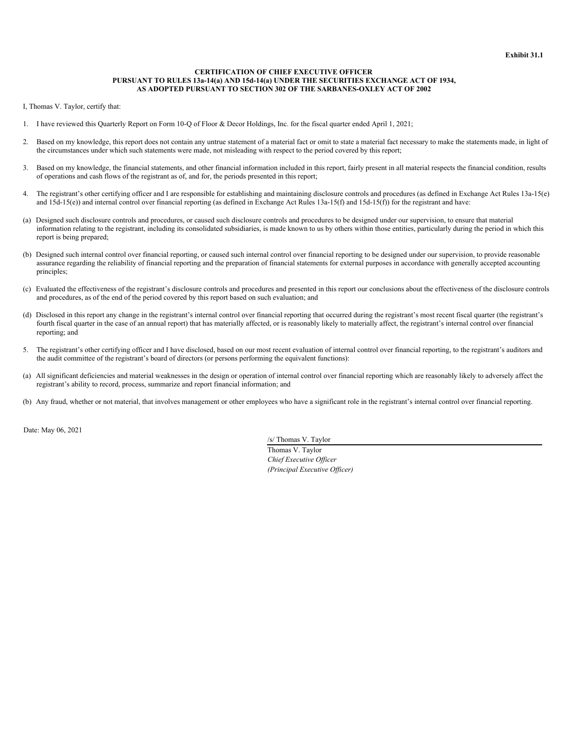**Exhibit 31.1**

**CERTIFICATION OF CHIEF EXECUTIVE OFFICER**
**PURSUANT TO RULES 13a-14(a) AND 15d-14(a) UNDER THE SECURITIES EXCHANGE ACT OF 1934,**
**AS ADOPTED PURSUANT TO SECTION 302 OF THE SARBANES-OXLEY ACT OF 2002**

I, Thomas V. Taylor, certify that:

1. I have reviewed this Quarterly Report on Form 10-Q of Floor & Decor Holdings, Inc. for the fiscal quarter ended April 1, 2021;

2. Based on my knowledge, this report does not contain any untrue statement of a material fact or omit to state a material fact necessary to make the statements made, in light of the circumstances under which such statements were made, not misleading with respect to the period covered by this report;

3. Based on my knowledge, the financial statements, and other financial information included in this report, fairly present in all material respects the financial condition, results of operations and cash flows of the registrant as of, and for, the periods presented in this report;

4. The registrant's other certifying officer and I are responsible for establishing and maintaining disclosure controls and procedures (as defined in Exchange Act Rules 13a-15(e) and 15d-15(e)) and internal control over financial reporting (as defined in Exchange Act Rules 13a-15(f) and 15d-15(f)) for the registrant and have:

(a) Designed such disclosure controls and procedures, or caused such disclosure controls and procedures to be designed under our supervision, to ensure that material information relating to the registrant, including its consolidated subsidiaries, is made known to us by others within those entities, particularly during the period in which this report is being prepared;

(b) Designed such internal control over financial reporting, or caused such internal control over financial reporting to be designed under our supervision, to provide reasonable assurance regarding the reliability of financial reporting and the preparation of financial statements for external purposes in accordance with generally accepted accounting principles;

(c) Evaluated the effectiveness of the registrant's disclosure controls and procedures and presented in this report our conclusions about the effectiveness of the disclosure controls and procedures, as of the end of the period covered by this report based on such evaluation; and

(d) Disclosed in this report any change in the registrant's internal control over financial reporting that occurred during the registrant's most recent fiscal quarter (the registrant's fourth fiscal quarter in the case of an annual report) that has materially affected, or is reasonably likely to materially affect, the registrant's internal control over financial reporting; and

5. The registrant's other certifying officer and I have disclosed, based on our most recent evaluation of internal control over financial reporting, to the registrant's auditors and the audit committee of the registrant's board of directors (or persons performing the equivalent functions):

(a) All significant deficiencies and material weaknesses in the design or operation of internal control over financial reporting which are reasonably likely to adversely affect the registrant's ability to record, process, summarize and report financial information; and

(b) Any fraud, whether or not material, that involves management or other employees who have a significant role in the registrant's internal control over financial reporting.

Date: May 06, 2021

/s/ Thomas V. Taylor

Thomas V. Taylor
*Chief Executive Officer*
*(Principal Executive Officer)*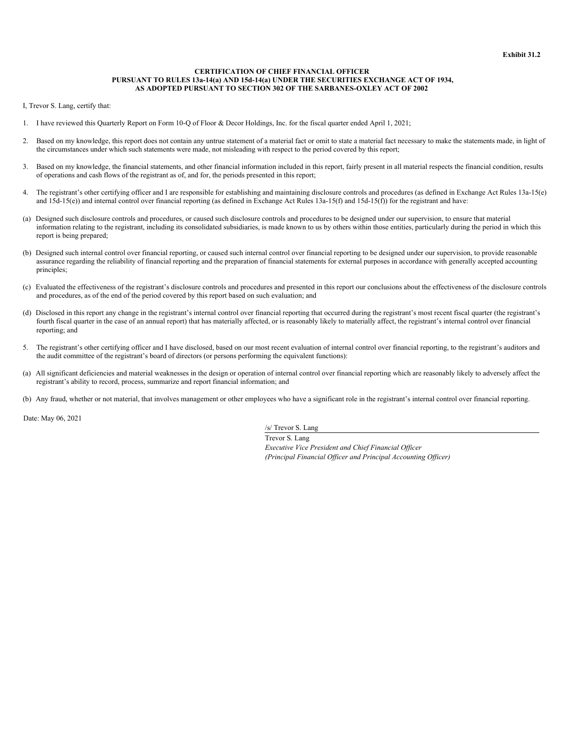**Exhibit 31.2**

**CERTIFICATION OF CHIEF FINANCIAL OFFICER**
**PURSUANT TO RULES 13a-14(a) AND 15d-14(a) UNDER THE SECURITIES EXCHANGE ACT OF 1934,**
**AS ADOPTED PURSUANT TO SECTION 302 OF THE SARBANES-OXLEY ACT OF 2002**

I, Trevor S. Lang, certify that:

1. I have reviewed this Quarterly Report on Form 10-Q of Floor & Decor Holdings, Inc. for the fiscal quarter ended April 1, 2021;

2. Based on my knowledge, this report does not contain any untrue statement of a material fact or omit to state a material fact necessary to make the statements made, in light of the circumstances under which such statements were made, not misleading with respect to the period covered by this report;

3. Based on my knowledge, the financial statements, and other financial information included in this report, fairly present in all material respects the financial condition, results of operations and cash flows of the registrant as of, and for, the periods presented in this report;

4. The registrant's other certifying officer and I are responsible for establishing and maintaining disclosure controls and procedures (as defined in Exchange Act Rules 13a-15(e) and 15d-15(e)) and internal control over financial reporting (as defined in Exchange Act Rules 13a-15(f) and 15d-15(f)) for the registrant and have:

(a) Designed such disclosure controls and procedures, or caused such disclosure controls and procedures to be designed under our supervision, to ensure that material information relating to the registrant, including its consolidated subsidiaries, is made known to us by others within those entities, particularly during the period in which this report is being prepared;

(b) Designed such internal control over financial reporting, or caused such internal control over financial reporting to be designed under our supervision, to provide reasonable assurance regarding the reliability of financial reporting and the preparation of financial statements for external purposes in accordance with generally accepted accounting principles;

(c) Evaluated the effectiveness of the registrant's disclosure controls and procedures and presented in this report our conclusions about the effectiveness of the disclosure controls and procedures, as of the end of the period covered by this report based on such evaluation; and

(d) Disclosed in this report any change in the registrant's internal control over financial reporting that occurred during the registrant's most recent fiscal quarter (the registrant's fourth fiscal quarter in the case of an annual report) that has materially affected, or is reasonably likely to materially affect, the registrant's internal control over financial reporting; and

5. The registrant's other certifying officer and I have disclosed, based on our most recent evaluation of internal control over financial reporting, to the registrant's auditors and the audit committee of the registrant's board of directors (or persons performing the equivalent functions):

(a) All significant deficiencies and material weaknesses in the design or operation of internal control over financial reporting which are reasonably likely to adversely affect the registrant's ability to record, process, summarize and report financial information; and

(b) Any fraud, whether or not material, that involves management or other employees who have a significant role in the registrant's internal control over financial reporting.

Date: May 06, 2021

/s/ Trevor S. Lang

Trevor S. Lang
*Executive Vice President and Chief Financial Officer*
*(Principal Financial Officer and Principal Accounting Officer)*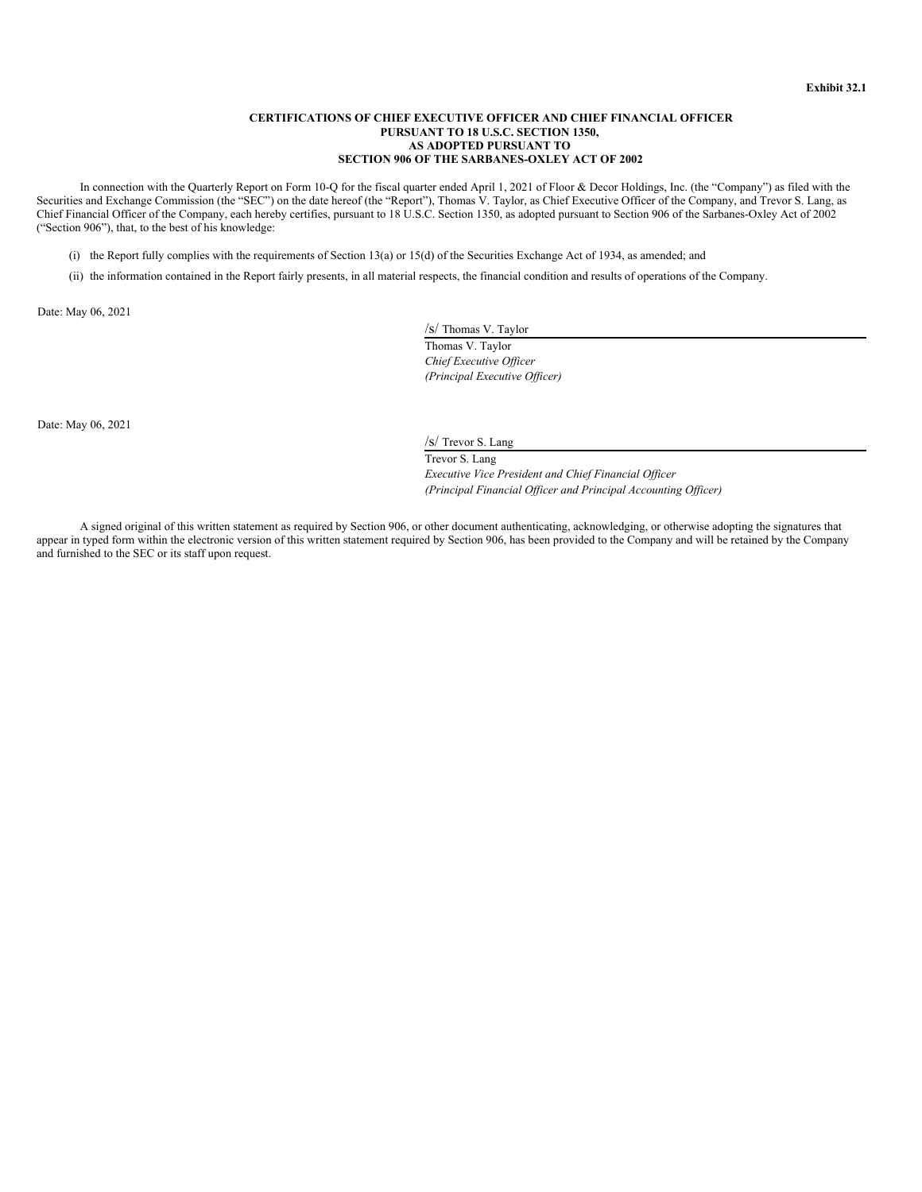**Exhibit 32.1**

**CERTIFICATIONS OF CHIEF EXECUTIVE OFFICER AND CHIEF FINANCIAL OFFICER PURSUANT TO 18 U.S.C. SECTION 1350, AS ADOPTED PURSUANT TO SECTION 906 OF THE SARBANES-OXLEY ACT OF 2002**

In connection with the Quarterly Report on Form 10-Q for the fiscal quarter ended April 1, 2021 of Floor & Decor Holdings, Inc. (the "Company") as filed with the Securities and Exchange Commission (the "SEC") on the date hereof (the "Report"), Thomas V. Taylor, as Chief Executive Officer of the Company, and Trevor S. Lang, as Chief Financial Officer of the Company, each hereby certifies, pursuant to 18 U.S.C. Section 1350, as adopted pursuant to Section 906 of the Sarbanes-Oxley Act of 2002 ("Section 906"), that, to the best of his knowledge:

(i) the Report fully complies with the requirements of Section 13(a) or 15(d) of the Securities Exchange Act of 1934, as amended; and

(ii) the information contained in the Report fairly presents, in all material respects, the financial condition and results of operations of the Company.

Date: May 06, 2021

/s/ Thomas V. Taylor

Thomas V. Taylor
*Chief Executive Officer*
*(Principal Executive Officer)*

Date: May 06, 2021

/s/ Trevor S. Lang

Trevor S. Lang
*Executive Vice President and Chief Financial Officer*
*(Principal Financial Officer and Principal Accounting Officer)*

A signed original of this written statement as required by Section 906, or other document authenticating, acknowledging, or otherwise adopting the signatures that appear in typed form within the electronic version of this written statement required by Section 906, has been provided to the Company and will be retained by the Company and furnished to the SEC or its staff upon request.